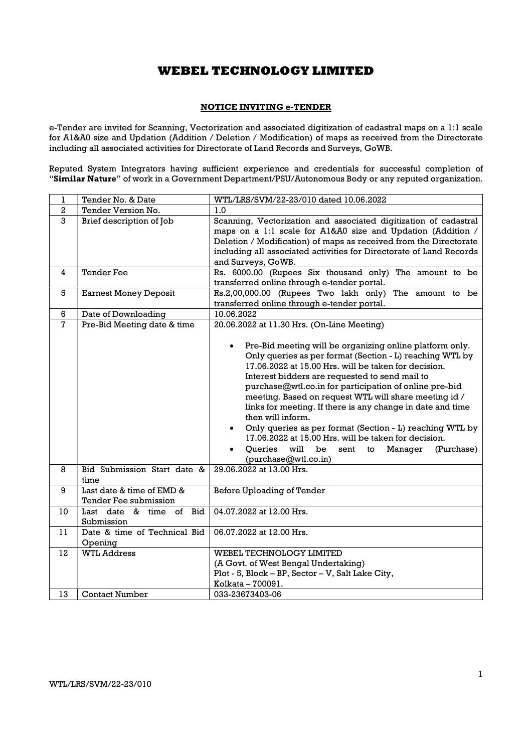# WEBEL TECHNOLOGY LIMITED

## NOTICE INVITING e-TENDER

e-Tender are invited for Scanning, Vectorization and associated digitization of cadastral maps on a 1:1 scale for A1&A0 size and Updation (Addition / Deletion / Modification) of maps as received from the Directorate including all associated activities for Directorate of Land Records and Surveys, GoWB.

Reputed System Integrators having sufficient experience and credentials for successful completion of "**Similar Nature**" of work in a Government Department/PSU/Autonomous Body or any reputed organization.

| | | |
|---|---|---|
| 1 | Tender No. & Date | WTL/LRS/SVM/22-23/010 dated 10.06.2022 |
| 2 | Tender Version No. | 1.0 |
| 3 | Brief description of Job | Scanning, Vectorization and associated digitization of cadastral maps on a 1:1 scale for A1&A0 size and Updation (Addition / Deletion / Modification) of maps as received from the Directorate including all associated activities for Directorate of Land Records and Surveys, GoWB. |
| 4 | Tender Fee | Rs. 6000.00 (Rupees Six thousand only) The amount to be transferred online through e-tender portal. |
| 5 | Earnest Money Deposit | Rs.2,00,000.00 (Rupees Two lakh only) The amount to be transferred online through e-tender portal. |
| 6 | Date of Downloading | 10.06.2022 |
| 7 | Pre-Bid Meeting date & time | 20.06.2022 at 11.30 Hrs. (On-Line Meeting)<br><br>• Pre-Bid meeting will be organizing online platform only. Only queries as per format (Section - L) reaching WTL by 17.06.2022 at 15.00 Hrs. will be taken for decision. Interest bidders are requested to send mail to purchase@wtl.co.in for participation of online pre-bid meeting. Based on request WTL will share meeting id / links for meeting. If there is any change in date and time then will inform.<br>• Only queries as per format (Section - L) reaching WTL by 17.06.2022 at 15.00 Hrs. will be taken for decision.<br>• Queries will be sent to Manager (Purchase) (purchase@wtl.co.in) |
| 8 | Bid Submission Start date & time | 29.06.2022 at 13.00 Hrs. |
| 9 | Last date & time of EMD & Tender Fee submission | Before Uploading of Tender |
| 10 | Last date & time of Bid Submission | 04.07.2022 at 12.00 Hrs. |
| 11 | Date & time of Technical Bid Opening | 06.07.2022 at 12.00 Hrs. |
| 12 | WTL Address | WEBEL TECHNOLOGY LIMITED<br>(A Govt. of West Bengal Undertaking)<br>Plot - 5, Block – BP, Sector – V, Salt Lake City,<br>Kolkata – 700091. |
| 13 | Contact Number | 033-23673403-06 |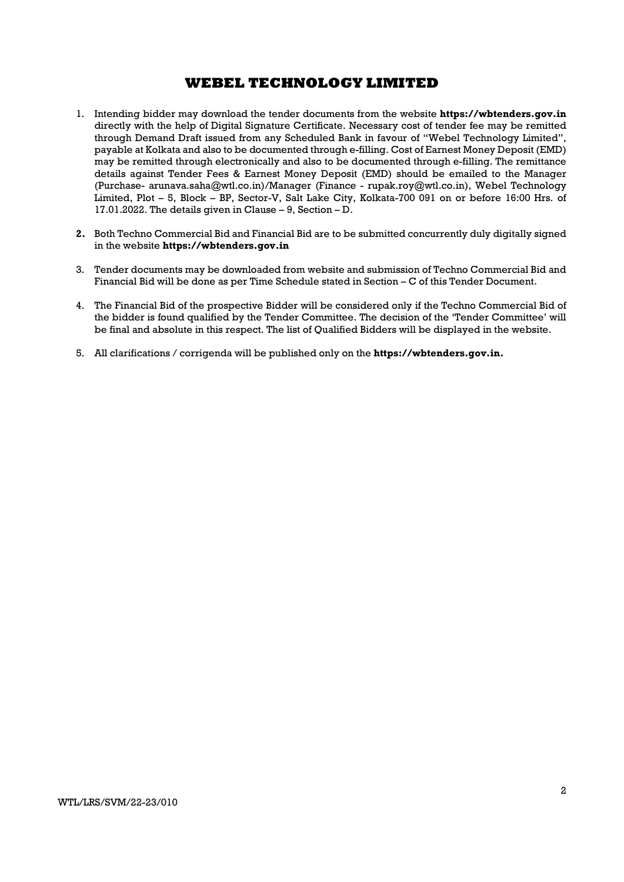# WEBEL TECHNOLOGY LIMITED

1. Intending bidder may download the tender documents from the website **https://wbtenders.gov.in** directly with the help of Digital Signature Certificate. Necessary cost of tender fee may be remitted through Demand Draft issued from any Scheduled Bank in favour of "Webel Technology Limited", payable at Kolkata and also to be documented through e-filling. Cost of Earnest Money Deposit (EMD) may be remitted through electronically and also to be documented through e-filling. The remittance details against Tender Fees & Earnest Money Deposit (EMD) should be emailed to the Manager (Purchase- arunava.saha@wtl.co.in)/Manager (Finance - rupak.roy@wtl.co.in), Webel Technology Limited, Plot – 5, Block – BP, Sector-V, Salt Lake City, Kolkata-700 091 on or before 16:00 Hrs. of 17.01.2022. The details given in Clause – 9, Section – D.

2. Both Techno Commercial Bid and Financial Bid are to be submitted concurrently duly digitally signed in the website **https://wbtenders.gov.in**

3. Tender documents may be downloaded from website and submission of Techno Commercial Bid and Financial Bid will be done as per Time Schedule stated in Section – C of this Tender Document.

4. The Financial Bid of the prospective Bidder will be considered only if the Techno Commercial Bid of the bidder is found qualified by the Tender Committee. The decision of the 'Tender Committee' will be final and absolute in this respect. The list of Qualified Bidders will be displayed in the website.

5. All clarifications / corrigenda will be published only on the **https://wbtenders.gov.in.**

WTL/LRS/SVM/22-23/010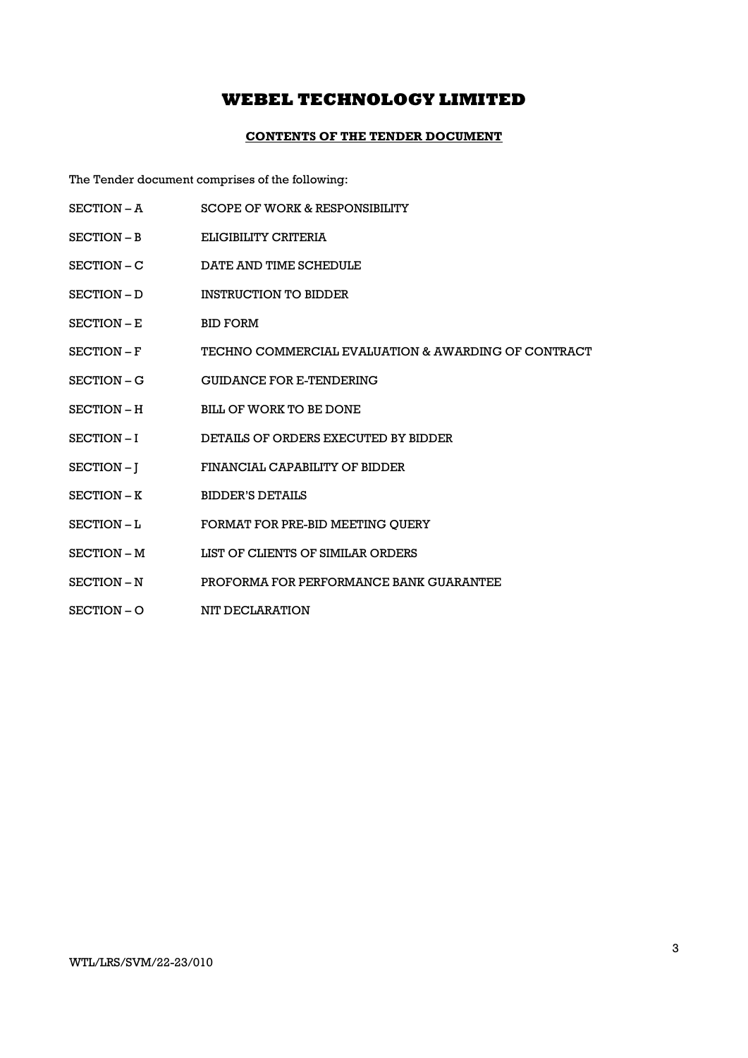# WEBEL TECHNOLOGY LIMITED

## CONTENTS OF THE TENDER DOCUMENT

The Tender document comprises of the following:

| | |
|---|---|
| SECTION – A | SCOPE OF WORK & RESPONSIBILITY |
| SECTION – B | ELIGIBILITY CRITERIA |
| SECTION – C | DATE AND TIME SCHEDULE |
| SECTION – D | INSTRUCTION TO BIDDER |
| SECTION – E | BID FORM |
| SECTION – F | TECHNO COMMERCIAL EVALUATION & AWARDING OF CONTRACT |
| SECTION – G | GUIDANCE FOR E-TENDERING |
| SECTION – H | BILL OF WORK TO BE DONE |
| SECTION – I | DETAILS OF ORDERS EXECUTED BY BIDDER |
| SECTION – J | FINANCIAL CAPABILITY OF BIDDER |
| SECTION – K | BIDDER'S DETAILS |
| SECTION – L | FORMAT FOR PRE-BID MEETING QUERY |
| SECTION – M | LIST OF CLIENTS OF SIMILAR ORDERS |
| SECTION – N | PROFORMA FOR PERFORMANCE BANK GUARANTEE |
| SECTION – O | NIT DECLARATION |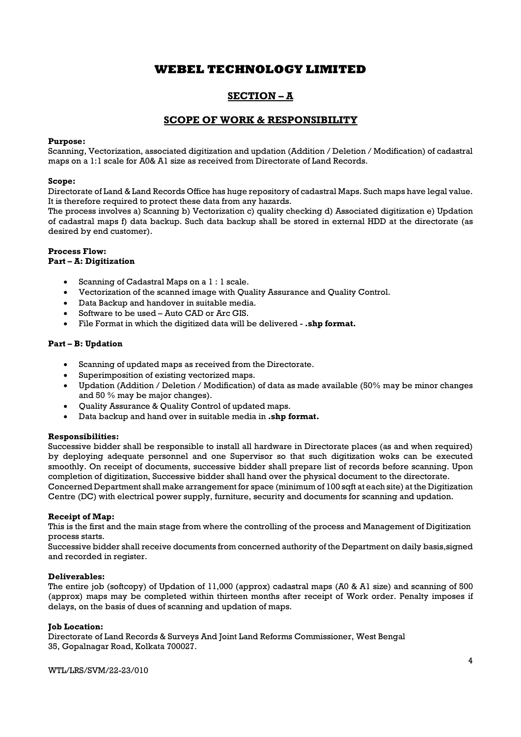# WEBEL TECHNOLOGY LIMITED

## SECTION – A

## SCOPE OF WORK & RESPONSIBILITY

**Purpose:**
Scanning, Vectorization, associated digitization and updation (Addition / Deletion / Modification) of cadastral maps on a 1:1 scale for A0& A1 size as received from Directorate of Land Records.

**Scope:**
Directorate of Land & Land Records Office has huge repository of cadastral Maps. Such maps have legal value. It is therefore required to protect these data from any hazards.
The process involves a) Scanning b) Vectorization c) quality checking d) Associated digitization e) Updation of cadastral maps f) data backup. Such data backup shall be stored in external HDD at the directorate (as desired by end customer).

**Process Flow:**
**Part – A: Digitization**

- Scanning of Cadastral Maps on a 1 : 1 scale.
- Vectorization of the scanned image with Quality Assurance and Quality Control.
- Data Backup and handover in suitable media.
- Software to be used – Auto CAD or Arc GIS.
- File Format in which the digitized data will be delivered - **.shp format.**

**Part – B: Updation**

- Scanning of updated maps as received from the Directorate.
- Superimposition of existing vectorized maps.
- Updation (Addition / Deletion / Modification) of data as made available (50% may be minor changes and 50 % may be major changes).
- Quality Assurance & Quality Control of updated maps.
- Data backup and hand over in suitable media in **.shp format.**

**Responsibilities:**
Successive bidder shall be responsible to install all hardware in Directorate places (as and when required) by deploying adequate personnel and one Supervisor so that such digitization woks can be executed smoothly. On receipt of documents, successive bidder shall prepare list of records before scanning. Upon completion of digitization, Successive bidder shall hand over the physical document to the directorate.
Concerned Department shall make arrangement for space (minimum of 100 sqft at each site) at the Digitization Centre (DC) with electrical power supply, furniture, security and documents for scanning and updation.

**Receipt of Map:**
This is the first and the main stage from where the controlling of the process and Management of Digitization process starts.
Successive bidder shall receive documents from concerned authority of the Department on daily basis,signed and recorded in register.

**Deliverables:**
The entire job (softcopy) of Updation of 11,000 (approx) cadastral maps (A0 & A1 size) and scanning of 500 (approx) maps may be completed within thirteen months after receipt of Work order. Penalty imposes if delays, on the basis of dues of scanning and updation of maps.

**Job Location:**
Directorate of Land Records & Surveys And Joint Land Reforms Commissioner, West Bengal
35, Gopalnagar Road, Kolkata 700027.

WTL/LRS/SVM/22-23/010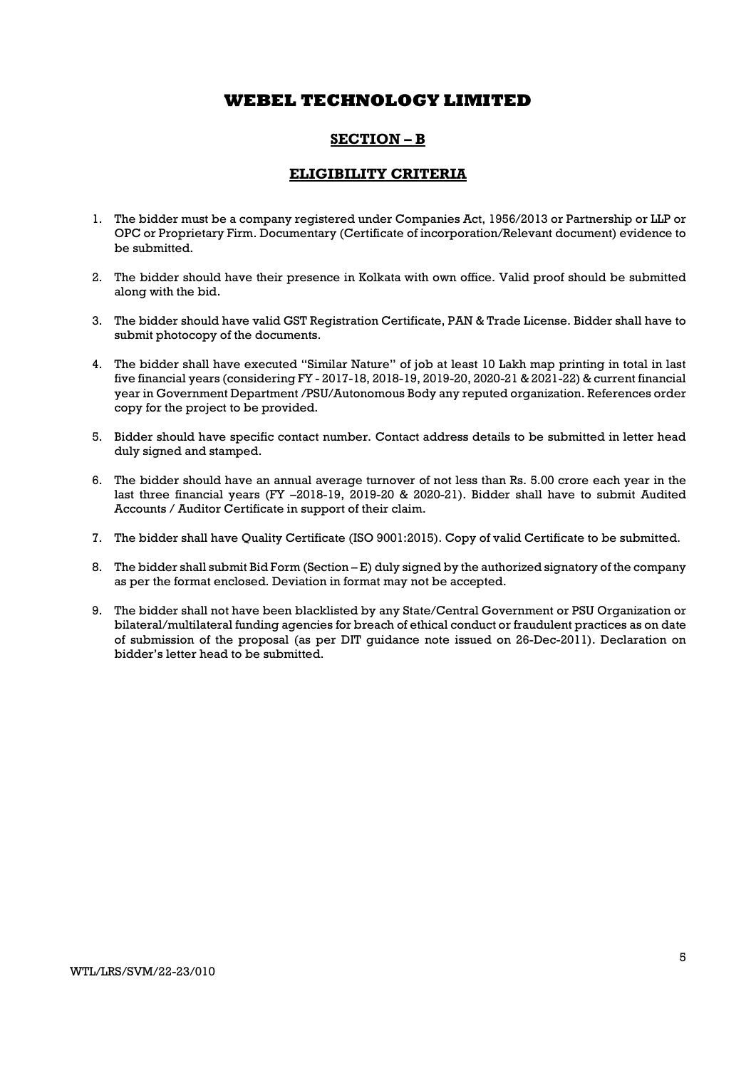# WEBEL TECHNOLOGY LIMITED

## SECTION – B

## ELIGIBILITY CRITERIA

1. The bidder must be a company registered under Companies Act, 1956/2013 or Partnership or LLP or OPC or Proprietary Firm. Documentary (Certificate of incorporation/Relevant document) evidence to be submitted.

2. The bidder should have their presence in Kolkata with own office. Valid proof should be submitted along with the bid.

3. The bidder should have valid GST Registration Certificate, PAN & Trade License. Bidder shall have to submit photocopy of the documents.

4. The bidder shall have executed "Similar Nature" of job at least 10 Lakh map printing in total in last five financial years (considering FY - 2017-18, 2018-19, 2019-20, 2020-21 & 2021-22) & current financial year in Government Department /PSU/Autonomous Body any reputed organization. References order copy for the project to be provided.

5. Bidder should have specific contact number. Contact address details to be submitted in letter head duly signed and stamped.

6. The bidder should have an annual average turnover of not less than Rs. 5.00 crore each year in the last three financial years (FY –2018-19, 2019-20 & 2020-21). Bidder shall have to submit Audited Accounts / Auditor Certificate in support of their claim.

7. The bidder shall have Quality Certificate (ISO 9001:2015). Copy of valid Certificate to be submitted.

8. The bidder shall submit Bid Form (Section – E) duly signed by the authorized signatory of the company as per the format enclosed. Deviation in format may not be accepted.

9. The bidder shall not have been blacklisted by any State/Central Government or PSU Organization or bilateral/multilateral funding agencies for breach of ethical conduct or fraudulent practices as on date of submission of the proposal (as per DIT guidance note issued on 26-Dec-2011). Declaration on bidder's letter head to be submitted.

WTL/LRS/SVM/22-23/010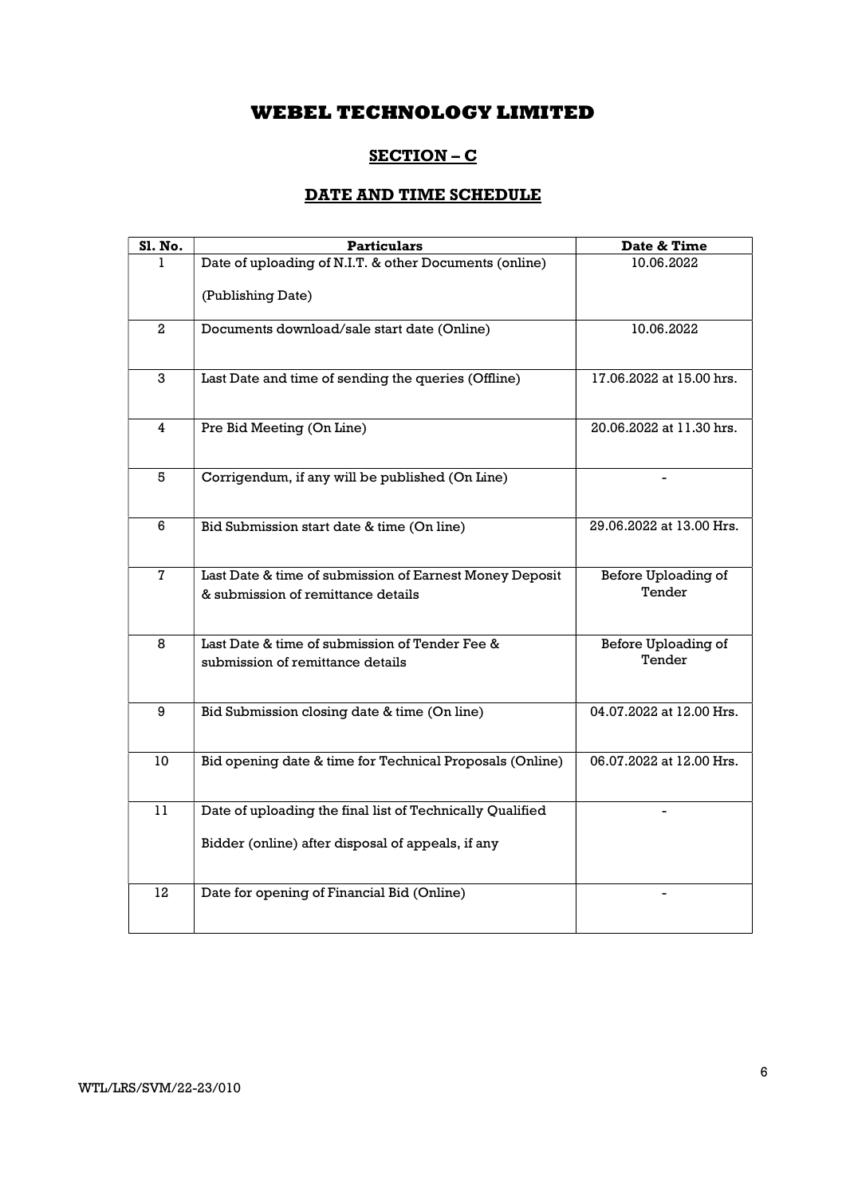# WEBEL TECHNOLOGY LIMITED

## SECTION – C

## DATE AND TIME SCHEDULE

| Sl. No. | Particulars | Date & Time |
|---|---|---|
| 1 | Date of uploading of N.I.T. & other Documents (online)<br><br>(Publishing Date) | 10.06.2022 |
| 2 | Documents download/sale start date (Online) | 10.06.2022 |
| 3 | Last Date and time of sending the queries (Offline) | 17.06.2022 at 15.00 hrs. |
| 4 | Pre Bid Meeting (On Line) | 20.06.2022 at 11.30 hrs. |
| 5 | Corrigendum, if any will be published (On Line) | - |
| 6 | Bid Submission start date & time (On line) | 29.06.2022 at 13.00 Hrs. |
| 7 | Last Date & time of submission of Earnest Money Deposit & submission of remittance details | Before Uploading of Tender |
| 8 | Last Date & time of submission of Tender Fee & submission of remittance details | Before Uploading of Tender |
| 9 | Bid Submission closing date & time (On line) | 04.07.2022 at 12.00 Hrs. |
| 10 | Bid opening date & time for Technical Proposals (Online) | 06.07.2022 at 12.00 Hrs. |
| 11 | Date of uploading the final list of Technically Qualified<br><br>Bidder (online) after disposal of appeals, if any | - |
| 12 | Date for opening of Financial Bid (Online) | - |

WTL/LRS/SVM/22-23/010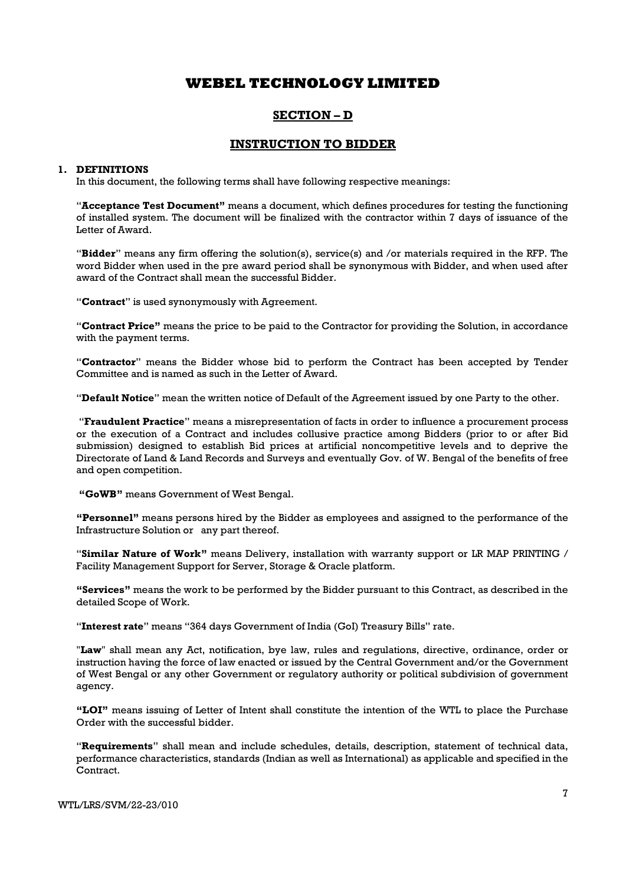# WEBEL TECHNOLOGY LIMITED

## SECTION – D

## INSTRUCTION TO BIDDER

### 1. DEFINITIONS

In this document, the following terms shall have following respective meanings:

"**Acceptance Test Document"** means a document, which defines procedures for testing the functioning of installed system. The document will be finalized with the contractor within 7 days of issuance of the Letter of Award.

"**Bidder**" means any firm offering the solution(s), service(s) and /or materials required in the RFP. The word Bidder when used in the pre award period shall be synonymous with Bidder, and when used after award of the Contract shall mean the successful Bidder.

"**Contract**" is used synonymously with Agreement.

"**Contract Price"** means the price to be paid to the Contractor for providing the Solution, in accordance with the payment terms.

"**Contractor**" means the Bidder whose bid to perform the Contract has been accepted by Tender Committee and is named as such in the Letter of Award.

"**Default Notice**" mean the written notice of Default of the Agreement issued by one Party to the other.

"**Fraudulent Practice**" means a misrepresentation of facts in order to influence a procurement process or the execution of a Contract and includes collusive practice among Bidders (prior to or after Bid submission) designed to establish Bid prices at artificial noncompetitive levels and to deprive the Directorate of Land & Land Records and Surveys and eventually Gov. of W. Bengal of the benefits of free and open competition.

**"GoWB"** means Government of West Bengal.

**"Personnel"** means persons hired by the Bidder as employees and assigned to the performance of the Infrastructure Solution or any part thereof.

"**Similar Nature of Work"** means Delivery, installation with warranty support or LR MAP PRINTING / Facility Management Support for Server, Storage & Oracle platform.

**"Services"** means the work to be performed by the Bidder pursuant to this Contract, as described in the detailed Scope of Work.

"**Interest rate**" means "364 days Government of India (GoI) Treasury Bills" rate.

"**Law**" shall mean any Act, notification, bye law, rules and regulations, directive, ordinance, order or instruction having the force of law enacted or issued by the Central Government and/or the Government of West Bengal or any other Government or regulatory authority or political subdivision of government agency.

**"LOI"** means issuing of Letter of Intent shall constitute the intention of the WTL to place the Purchase Order with the successful bidder.

"**Requirements**" shall mean and include schedules, details, description, statement of technical data, performance characteristics, standards (Indian as well as International) as applicable and specified in the Contract.

WTL/LRS/SVM/22-23/010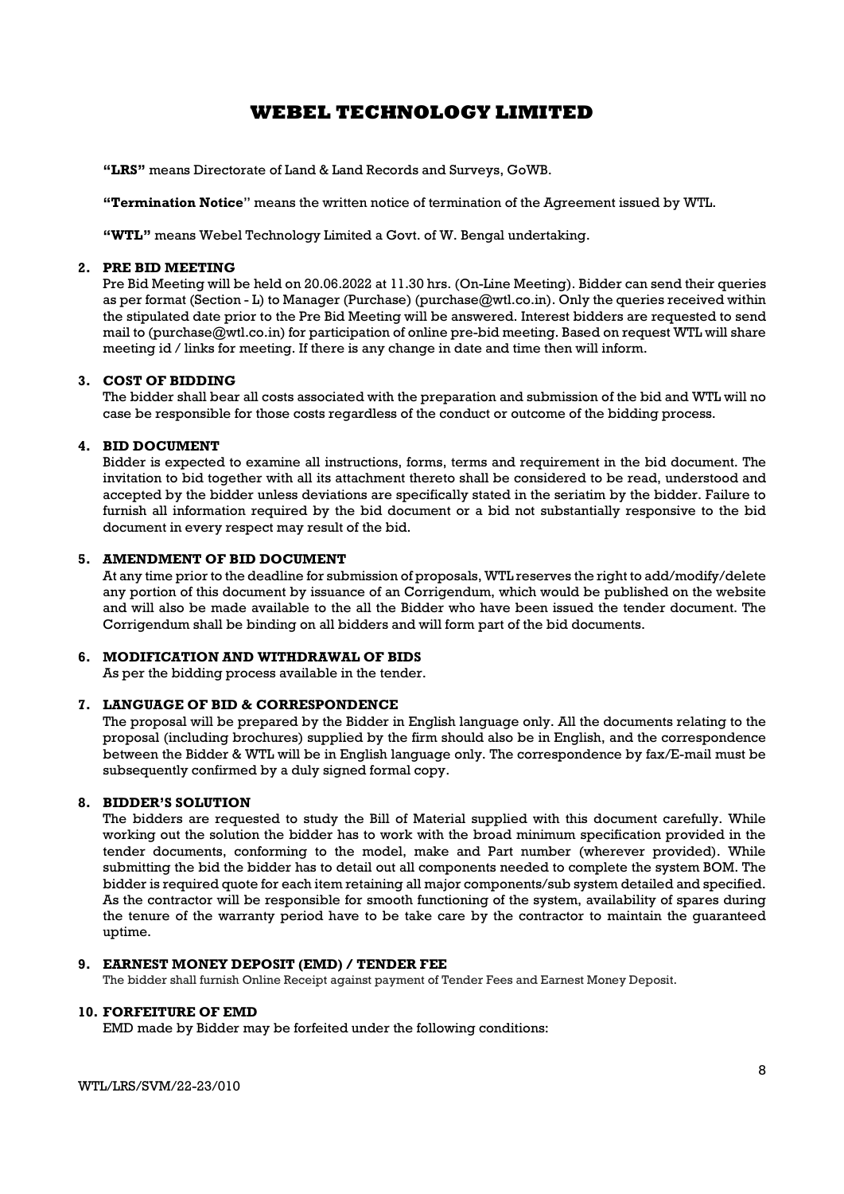**"LRS"** means Directorate of Land & Land Records and Surveys, GoWB.

**"Termination Notice"** means the written notice of termination of the Agreement issued by WTL.

**"WTL"** means Webel Technology Limited a Govt. of W. Bengal undertaking.

## 2. PRE BID MEETING

Pre Bid Meeting will be held on 20.06.2022 at 11.30 hrs. (On-Line Meeting). Bidder can send their queries as per format (Section - L) to Manager (Purchase) (purchase@wtl.co.in). Only the queries received within the stipulated date prior to the Pre Bid Meeting will be answered. Interest bidders are requested to send mail to (purchase@wtl.co.in) for participation of online pre-bid meeting. Based on request WTL will share meeting id / links for meeting. If there is any change in date and time then will inform.

## 3. COST OF BIDDING

The bidder shall bear all costs associated with the preparation and submission of the bid and WTL will no case be responsible for those costs regardless of the conduct or outcome of the bidding process.

## 4. BID DOCUMENT

Bidder is expected to examine all instructions, forms, terms and requirement in the bid document. The invitation to bid together with all its attachment thereto shall be considered to be read, understood and accepted by the bidder unless deviations are specifically stated in the seriatim by the bidder. Failure to furnish all information required by the bid document or a bid not substantially responsive to the bid document in every respect may result of the bid.

## 5. AMENDMENT OF BID DOCUMENT

At any time prior to the deadline for submission of proposals, WTL reserves the right to add/modify/delete any portion of this document by issuance of an Corrigendum, which would be published on the website and will also be made available to the all the Bidder who have been issued the tender document. The Corrigendum shall be binding on all bidders and will form part of the bid documents.

## 6. MODIFICATION AND WITHDRAWAL OF BIDS

As per the bidding process available in the tender.

## 7. LANGUAGE OF BID & CORRESPONDENCE

The proposal will be prepared by the Bidder in English language only. All the documents relating to the proposal (including brochures) supplied by the firm should also be in English, and the correspondence between the Bidder & WTL will be in English language only. The correspondence by fax/E-mail must be subsequently confirmed by a duly signed formal copy.

## 8. BIDDER'S SOLUTION

The bidders are requested to study the Bill of Material supplied with this document carefully. While working out the solution the bidder has to work with the broad minimum specification provided in the tender documents, conforming to the model, make and Part number (wherever provided). While submitting the bid the bidder has to detail out all components needed to complete the system BOM. The bidder is required quote for each item retaining all major components/sub system detailed and specified. As the contractor will be responsible for smooth functioning of the system, availability of spares during the tenure of the warranty period have to be take care by the contractor to maintain the guaranteed uptime.

## 9. EARNEST MONEY DEPOSIT (EMD) / TENDER FEE

The bidder shall furnish Online Receipt against payment of Tender Fees and Earnest Money Deposit.

## 10. FORFEITURE OF EMD

EMD made by Bidder may be forfeited under the following conditions: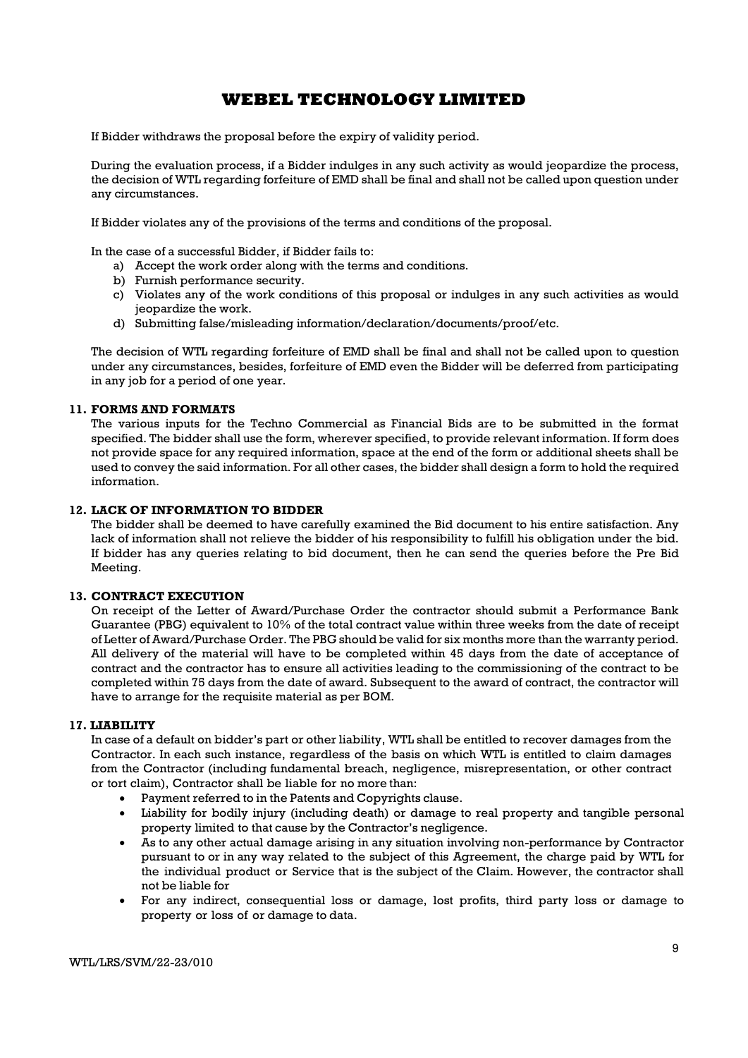If Bidder withdraws the proposal before the expiry of validity period.

During the evaluation process, if a Bidder indulges in any such activity as would jeopardize the process, the decision of WTL regarding forfeiture of EMD shall be final and shall not be called upon question under any circumstances.

If Bidder violates any of the provisions of the terms and conditions of the proposal.

In the case of a successful Bidder, if Bidder fails to:

a) Accept the work order along with the terms and conditions.
b) Furnish performance security.
c) Violates any of the work conditions of this proposal or indulges in any such activities as would jeopardize the work.
d) Submitting false/misleading information/declaration/documents/proof/etc.

The decision of WTL regarding forfeiture of EMD shall be final and shall not be called upon to question under any circumstances, besides, forfeiture of EMD even the Bidder will be deferred from participating in any job for a period of one year.

### 11. FORMS AND FORMATS

The various inputs for the Techno Commercial as Financial Bids are to be submitted in the format specified. The bidder shall use the form, wherever specified, to provide relevant information. If form does not provide space for any required information, space at the end of the form or additional sheets shall be used to convey the said information. For all other cases, the bidder shall design a form to hold the required information.

### 12. LACK OF INFORMATION TO BIDDER

The bidder shall be deemed to have carefully examined the Bid document to his entire satisfaction. Any lack of information shall not relieve the bidder of his responsibility to fulfill his obligation under the bid. If bidder has any queries relating to bid document, then he can send the queries before the Pre Bid Meeting.

### 13. CONTRACT EXECUTION

On receipt of the Letter of Award/Purchase Order the contractor should submit a Performance Bank Guarantee (PBG) equivalent to 10% of the total contract value within three weeks from the date of receipt of Letter of Award/Purchase Order. The PBG should be valid for six months more than the warranty period. All delivery of the material will have to be completed within 45 days from the date of acceptance of contract and the contractor has to ensure all activities leading to the commissioning of the contract to be completed within 75 days from the date of award. Subsequent to the award of contract, the contractor will have to arrange for the requisite material as per BOM.

### 17. LIABILITY

In case of a default on bidder's part or other liability, WTL shall be entitled to recover damages from the Contractor. In each such instance, regardless of the basis on which WTL is entitled to claim damages from the Contractor (including fundamental breach, negligence, misrepresentation, or other contract or tort claim), Contractor shall be liable for no more than:

- Payment referred to in the Patents and Copyrights clause.
- Liability for bodily injury (including death) or damage to real property and tangible personal property limited to that cause by the Contractor's negligence.
- As to any other actual damage arising in any situation involving non-performance by Contractor pursuant to or in any way related to the subject of this Agreement, the charge paid by WTL for the individual product or Service that is the subject of the Claim. However, the contractor shall not be liable for
- For any indirect, consequential loss or damage, lost profits, third party loss or damage to property or loss of or damage to data.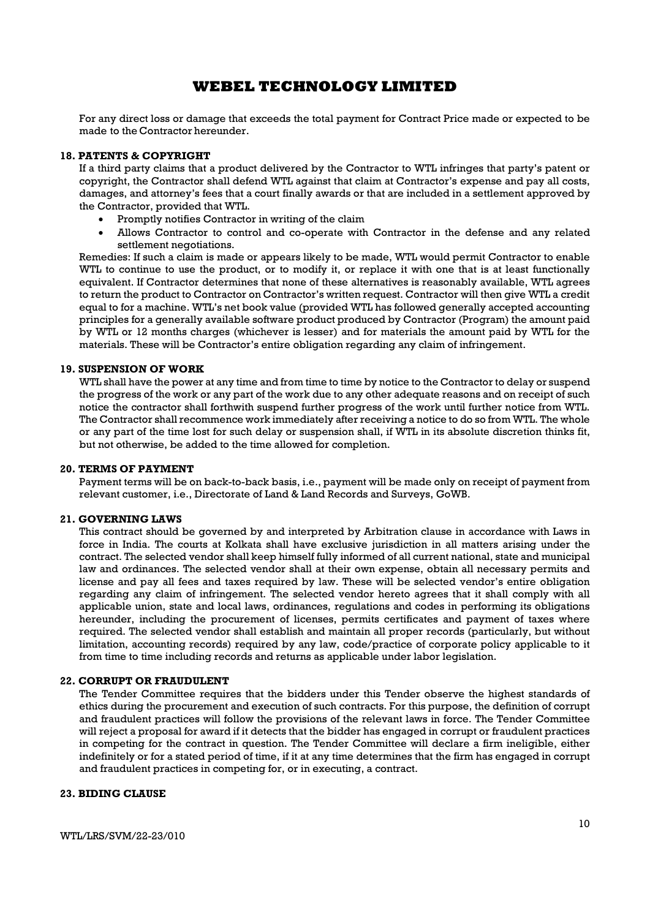For any direct loss or damage that exceeds the total payment for Contract Price made or expected to be made to the Contractor hereunder.

### 18. PATENTS & COPYRIGHT

If a third party claims that a product delivered by the Contractor to WTL infringes that party's patent or copyright, the Contractor shall defend WTL against that claim at Contractor's expense and pay all costs, damages, and attorney's fees that a court finally awards or that are included in a settlement approved by the Contractor, provided that WTL.

- Promptly notifies Contractor in writing of the claim
- Allows Contractor to control and co-operate with Contractor in the defense and any related settlement negotiations.

Remedies: If such a claim is made or appears likely to be made, WTL would permit Contractor to enable WTL to continue to use the product, or to modify it, or replace it with one that is at least functionally equivalent. If Contractor determines that none of these alternatives is reasonably available, WTL agrees to return the product to Contractor on Contractor's written request. Contractor will then give WTL a credit equal to for a machine. WTL's net book value (provided WTL has followed generally accepted accounting principles for a generally available software product produced by Contractor (Program) the amount paid by WTL or 12 months charges (whichever is lesser) and for materials the amount paid by WTL for the materials. These will be Contractor's entire obligation regarding any claim of infringement.

### 19. SUSPENSION OF WORK

WTL shall have the power at any time and from time to time by notice to the Contractor to delay or suspend the progress of the work or any part of the work due to any other adequate reasons and on receipt of such notice the contractor shall forthwith suspend further progress of the work until further notice from WTL. The Contractor shall recommence work immediately after receiving a notice to do so from WTL. The whole or any part of the time lost for such delay or suspension shall, if WTL in its absolute discretion thinks fit, but not otherwise, be added to the time allowed for completion.

### 20. TERMS OF PAYMENT

Payment terms will be on back-to-back basis, i.e., payment will be made only on receipt of payment from relevant customer, i.e., Directorate of Land & Land Records and Surveys, GoWB.

### 21. GOVERNING LAWS

This contract should be governed by and interpreted by Arbitration clause in accordance with Laws in force in India. The courts at Kolkata shall have exclusive jurisdiction in all matters arising under the contract. The selected vendor shall keep himself fully informed of all current national, state and municipal law and ordinances. The selected vendor shall at their own expense, obtain all necessary permits and license and pay all fees and taxes required by law. These will be selected vendor's entire obligation regarding any claim of infringement. The selected vendor hereto agrees that it shall comply with all applicable union, state and local laws, ordinances, regulations and codes in performing its obligations hereunder, including the procurement of licenses, permits certificates and payment of taxes where required. The selected vendor shall establish and maintain all proper records (particularly, but without limitation, accounting records) required by any law, code/practice of corporate policy applicable to it from time to time including records and returns as applicable under labor legislation.

### 22. CORRUPT OR FRAUDULENT

The Tender Committee requires that the bidders under this Tender observe the highest standards of ethics during the procurement and execution of such contracts. For this purpose, the definition of corrupt and fraudulent practices will follow the provisions of the relevant laws in force. The Tender Committee will reject a proposal for award if it detects that the bidder has engaged in corrupt or fraudulent practices in competing for the contract in question. The Tender Committee will declare a firm ineligible, either indefinitely or for a stated period of time, if it at any time determines that the firm has engaged in corrupt and fraudulent practices in competing for, or in executing, a contract.

### 23. BIDING CLAUSE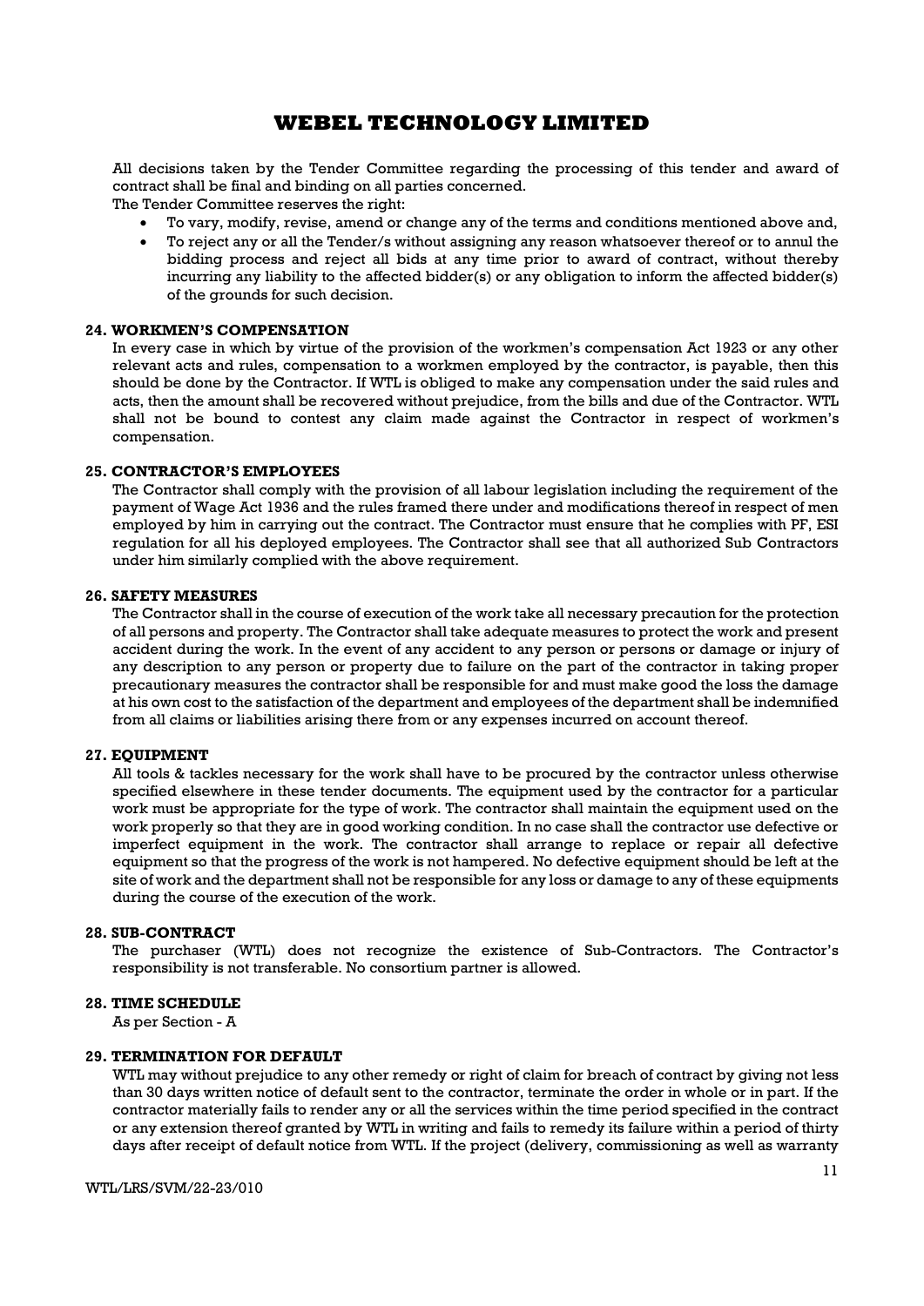All decisions taken by the Tender Committee regarding the processing of this tender and award of contract shall be final and binding on all parties concerned.

The Tender Committee reserves the right:

- To vary, modify, revise, amend or change any of the terms and conditions mentioned above and,
- To reject any or all the Tender/s without assigning any reason whatsoever thereof or to annul the bidding process and reject all bids at any time prior to award of contract, without thereby incurring any liability to the affected bidder(s) or any obligation to inform the affected bidder(s) of the grounds for such decision.

### 24. WORKMEN'S COMPENSATION

In every case in which by virtue of the provision of the workmen's compensation Act 1923 or any other relevant acts and rules, compensation to a workmen employed by the contractor, is payable, then this should be done by the Contractor. If WTL is obliged to make any compensation under the said rules and acts, then the amount shall be recovered without prejudice, from the bills and due of the Contractor. WTL shall not be bound to contest any claim made against the Contractor in respect of workmen's compensation.

### 25. CONTRACTOR'S EMPLOYEES

The Contractor shall comply with the provision of all labour legislation including the requirement of the payment of Wage Act 1936 and the rules framed there under and modifications thereof in respect of men employed by him in carrying out the contract. The Contractor must ensure that he complies with PF, ESI regulation for all his deployed employees. The Contractor shall see that all authorized Sub Contractors under him similarly complied with the above requirement.

### 26. SAFETY MEASURES

The Contractor shall in the course of execution of the work take all necessary precaution for the protection of all persons and property. The Contractor shall take adequate measures to protect the work and present accident during the work. In the event of any accident to any person or persons or damage or injury of any description to any person or property due to failure on the part of the contractor in taking proper precautionary measures the contractor shall be responsible for and must make good the loss the damage at his own cost to the satisfaction of the department and employees of the department shall be indemnified from all claims or liabilities arising there from or any expenses incurred on account thereof.

### 27. EQUIPMENT

All tools & tackles necessary for the work shall have to be procured by the contractor unless otherwise specified elsewhere in these tender documents. The equipment used by the contractor for a particular work must be appropriate for the type of work. The contractor shall maintain the equipment used on the work properly so that they are in good working condition. In no case shall the contractor use defective or imperfect equipment in the work. The contractor shall arrange to replace or repair all defective equipment so that the progress of the work is not hampered. No defective equipment should be left at the site of work and the department shall not be responsible for any loss or damage to any of these equipments during the course of the execution of the work.

### 28. SUB-CONTRACT

The purchaser (WTL) does not recognize the existence of Sub-Contractors. The Contractor's responsibility is not transferable. No consortium partner is allowed.

### 28. TIME SCHEDULE

As per Section - A

### 29. TERMINATION FOR DEFAULT

WTL may without prejudice to any other remedy or right of claim for breach of contract by giving not less than 30 days written notice of default sent to the contractor, terminate the order in whole or in part. If the contractor materially fails to render any or all the services within the time period specified in the contract or any extension thereof granted by WTL in writing and fails to remedy its failure within a period of thirty days after receipt of default notice from WTL. If the project (delivery, commissioning as well as warranty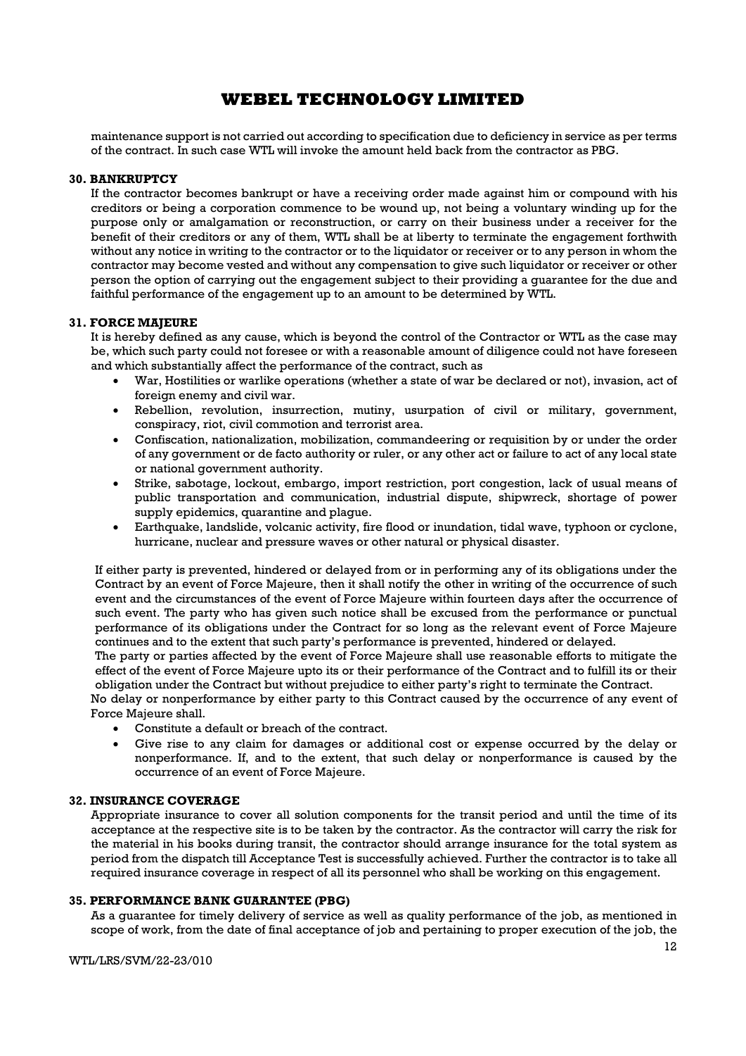maintenance support is not carried out according to specification due to deficiency in service as per terms of the contract. In such case WTL will invoke the amount held back from the contractor as PBG.

**30. BANKRUPTCY**

If the contractor becomes bankrupt or have a receiving order made against him or compound with his creditors or being a corporation commence to be wound up, not being a voluntary winding up for the purpose only or amalgamation or reconstruction, or carry on their business under a receiver for the benefit of their creditors or any of them, WTL shall be at liberty to terminate the engagement forthwith without any notice in writing to the contractor or to the liquidator or receiver or to any person in whom the contractor may become vested and without any compensation to give such liquidator or receiver or other person the option of carrying out the engagement subject to their providing a guarantee for the due and faithful performance of the engagement up to an amount to be determined by WTL.

**31. FORCE MAJEURE**

It is hereby defined as any cause, which is beyond the control of the Contractor or WTL as the case may be, which such party could not foresee or with a reasonable amount of diligence could not have foreseen and which substantially affect the performance of the contract, such as

- War, Hostilities or warlike operations (whether a state of war be declared or not), invasion, act of foreign enemy and civil war.
- Rebellion, revolution, insurrection, mutiny, usurpation of civil or military, government, conspiracy, riot, civil commotion and terrorist area.
- Confiscation, nationalization, mobilization, commandeering or requisition by or under the order of any government or de facto authority or ruler, or any other act or failure to act of any local state or national government authority.
- Strike, sabotage, lockout, embargo, import restriction, port congestion, lack of usual means of public transportation and communication, industrial dispute, shipwreck, shortage of power supply epidemics, quarantine and plague.
- Earthquake, landslide, volcanic activity, fire flood or inundation, tidal wave, typhoon or cyclone, hurricane, nuclear and pressure waves or other natural or physical disaster.

If either party is prevented, hindered or delayed from or in performing any of its obligations under the Contract by an event of Force Majeure, then it shall notify the other in writing of the occurrence of such event and the circumstances of the event of Force Majeure within fourteen days after the occurrence of such event. The party who has given such notice shall be excused from the performance or punctual performance of its obligations under the Contract for so long as the relevant event of Force Majeure continues and to the extent that such party's performance is prevented, hindered or delayed.

The party or parties affected by the event of Force Majeure shall use reasonable efforts to mitigate the effect of the event of Force Majeure upto its or their performance of the Contract and to fulfill its or their obligation under the Contract but without prejudice to either party's right to terminate the Contract.

No delay or nonperformance by either party to this Contract caused by the occurrence of any event of Force Majeure shall.

- Constitute a default or breach of the contract.
- Give rise to any claim for damages or additional cost or expense occurred by the delay or nonperformance. If, and to the extent, that such delay or nonperformance is caused by the occurrence of an event of Force Majeure.

**32. INSURANCE COVERAGE**

Appropriate insurance to cover all solution components for the transit period and until the time of its acceptance at the respective site is to be taken by the contractor. As the contractor will carry the risk for the material in his books during transit, the contractor should arrange insurance for the total system as period from the dispatch till Acceptance Test is successfully achieved. Further the contractor is to take all required insurance coverage in respect of all its personnel who shall be working on this engagement.

**35. PERFORMANCE BANK GUARANTEE (PBG)**

As a guarantee for timely delivery of service as well as quality performance of the job, as mentioned in scope of work, from the date of final acceptance of job and pertaining to proper execution of the job, the

WTL/LRS/SVM/22-23/010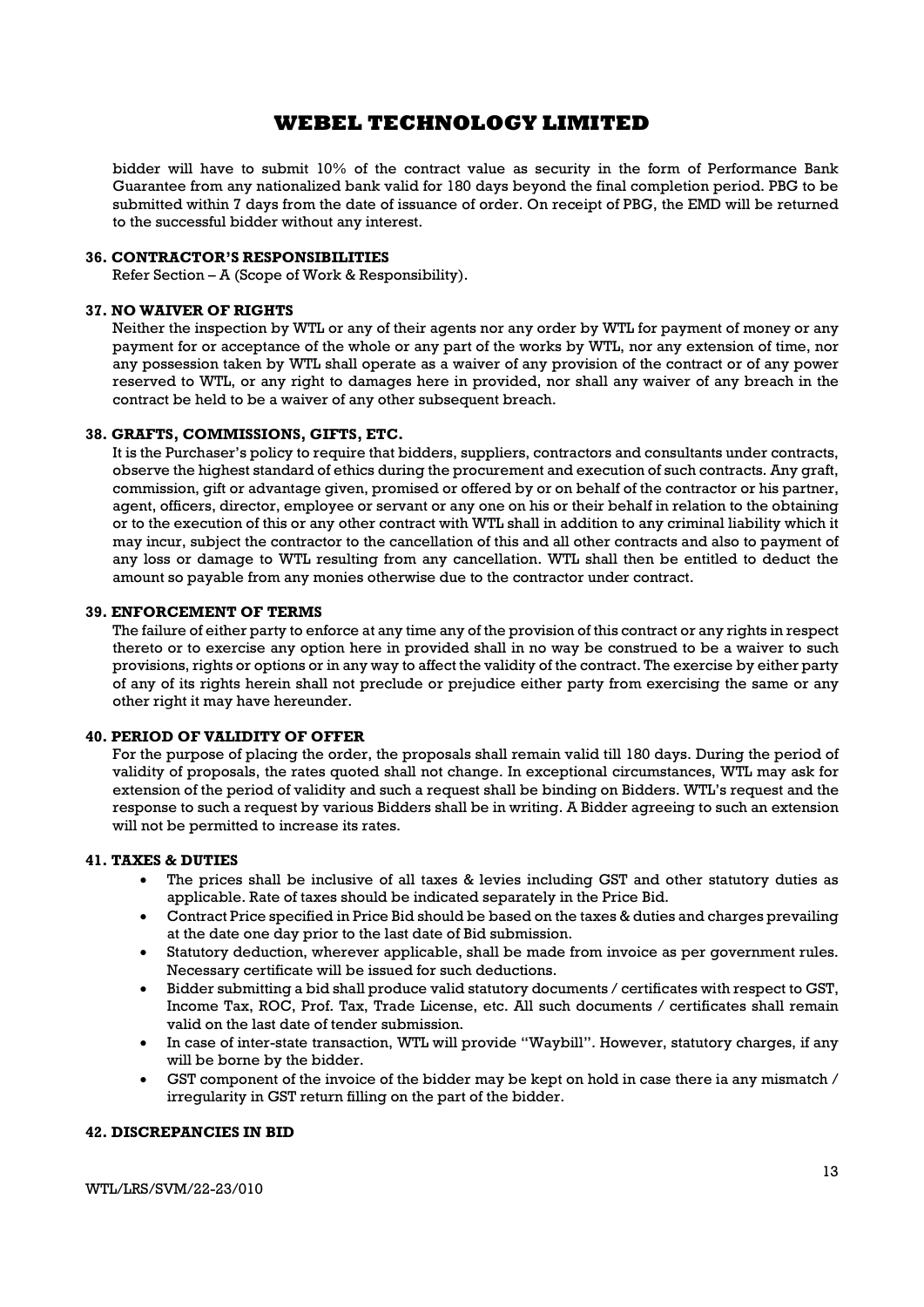bidder will have to submit 10% of the contract value as security in the form of Performance Bank Guarantee from any nationalized bank valid for 180 days beyond the final completion period. PBG to be submitted within 7 days from the date of issuance of order. On receipt of PBG, the EMD will be returned to the successful bidder without any interest.

### 36. CONTRACTOR'S RESPONSIBILITIES

Refer Section – A (Scope of Work & Responsibility).

### 37. NO WAIVER OF RIGHTS

Neither the inspection by WTL or any of their agents nor any order by WTL for payment of money or any payment for or acceptance of the whole or any part of the works by WTL, nor any extension of time, nor any possession taken by WTL shall operate as a waiver of any provision of the contract or of any power reserved to WTL, or any right to damages here in provided, nor shall any waiver of any breach in the contract be held to be a waiver of any other subsequent breach.

### 38. GRAFTS, COMMISSIONS, GIFTS, ETC.

It is the Purchaser's policy to require that bidders, suppliers, contractors and consultants under contracts, observe the highest standard of ethics during the procurement and execution of such contracts. Any graft, commission, gift or advantage given, promised or offered by or on behalf of the contractor or his partner, agent, officers, director, employee or servant or any one on his or their behalf in relation to the obtaining or to the execution of this or any other contract with WTL shall in addition to any criminal liability which it may incur, subject the contractor to the cancellation of this and all other contracts and also to payment of any loss or damage to WTL resulting from any cancellation. WTL shall then be entitled to deduct the amount so payable from any monies otherwise due to the contractor under contract.

### 39. ENFORCEMENT OF TERMS

The failure of either party to enforce at any time any of the provision of this contract or any rights in respect thereto or to exercise any option here in provided shall in no way be construed to be a waiver to such provisions, rights or options or in any way to affect the validity of the contract. The exercise by either party of any of its rights herein shall not preclude or prejudice either party from exercising the same or any other right it may have hereunder.

### 40. PERIOD OF VALIDITY OF OFFER

For the purpose of placing the order, the proposals shall remain valid till 180 days. During the period of validity of proposals, the rates quoted shall not change. In exceptional circumstances, WTL may ask for extension of the period of validity and such a request shall be binding on Bidders. WTL's request and the response to such a request by various Bidders shall be in writing. A Bidder agreeing to such an extension will not be permitted to increase its rates.

### 41. TAXES & DUTIES

- The prices shall be inclusive of all taxes & levies including GST and other statutory duties as applicable. Rate of taxes should be indicated separately in the Price Bid.
- Contract Price specified in Price Bid should be based on the taxes & duties and charges prevailing at the date one day prior to the last date of Bid submission.
- Statutory deduction, wherever applicable, shall be made from invoice as per government rules. Necessary certificate will be issued for such deductions.
- Bidder submitting a bid shall produce valid statutory documents / certificates with respect to GST, Income Tax, ROC, Prof. Tax, Trade License, etc. All such documents / certificates shall remain valid on the last date of tender submission.
- In case of inter-state transaction, WTL will provide "Waybill". However, statutory charges, if any will be borne by the bidder.
- GST component of the invoice of the bidder may be kept on hold in case there ia any mismatch / irregularity in GST return filling on the part of the bidder.

### 42. DISCREPANCIES IN BID

WTL/LRS/SVM/22-23/010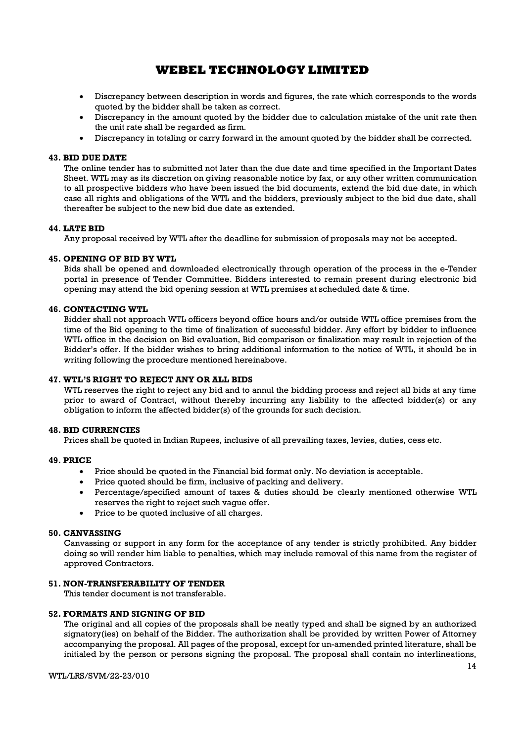- Discrepancy between description in words and figures, the rate which corresponds to the words quoted by the bidder shall be taken as correct.
- Discrepancy in the amount quoted by the bidder due to calculation mistake of the unit rate then the unit rate shall be regarded as firm.
- Discrepancy in totaling or carry forward in the amount quoted by the bidder shall be corrected.

**43. BID DUE DATE**

The online tender has to submitted not later than the due date and time specified in the Important Dates Sheet. WTL may as its discretion on giving reasonable notice by fax, or any other written communication to all prospective bidders who have been issued the bid documents, extend the bid due date, in which case all rights and obligations of the WTL and the bidders, previously subject to the bid due date, shall thereafter be subject to the new bid due date as extended.

**44. LATE BID**

Any proposal received by WTL after the deadline for submission of proposals may not be accepted.

**45. OPENING OF BID BY WTL**

Bids shall be opened and downloaded electronically through operation of the process in the e-Tender portal in presence of Tender Committee. Bidders interested to remain present during electronic bid opening may attend the bid opening session at WTL premises at scheduled date & time.

**46. CONTACTING WTL**

Bidder shall not approach WTL officers beyond office hours and/or outside WTL office premises from the time of the Bid opening to the time of finalization of successful bidder. Any effort by bidder to influence WTL office in the decision on Bid evaluation, Bid comparison or finalization may result in rejection of the Bidder's offer. If the bidder wishes to bring additional information to the notice of WTL, it should be in writing following the procedure mentioned hereinabove.

**47. WTL'S RIGHT TO REJECT ANY OR ALL BIDS**

WTL reserves the right to reject any bid and to annul the bidding process and reject all bids at any time prior to award of Contract, without thereby incurring any liability to the affected bidder(s) or any obligation to inform the affected bidder(s) of the grounds for such decision.

**48. BID CURRENCIES**

Prices shall be quoted in Indian Rupees, inclusive of all prevailing taxes, levies, duties, cess etc.

**49. PRICE**

- Price should be quoted in the Financial bid format only. No deviation is acceptable.
- Price quoted should be firm, inclusive of packing and delivery.
- Percentage/specified amount of taxes & duties should be clearly mentioned otherwise WTL reserves the right to reject such vague offer.
- Price to be quoted inclusive of all charges.

**50. CANVASSING**

Canvassing or support in any form for the acceptance of any tender is strictly prohibited. Any bidder doing so will render him liable to penalties, which may include removal of this name from the register of approved Contractors.

**51. NON-TRANSFERABILITY OF TENDER**

This tender document is not transferable.

**52. FORMATS AND SIGNING OF BID**

The original and all copies of the proposals shall be neatly typed and shall be signed by an authorized signatory(ies) on behalf of the Bidder. The authorization shall be provided by written Power of Attorney accompanying the proposal. All pages of the proposal, except for un-amended printed literature, shall be initialed by the person or persons signing the proposal. The proposal shall contain no interlineations,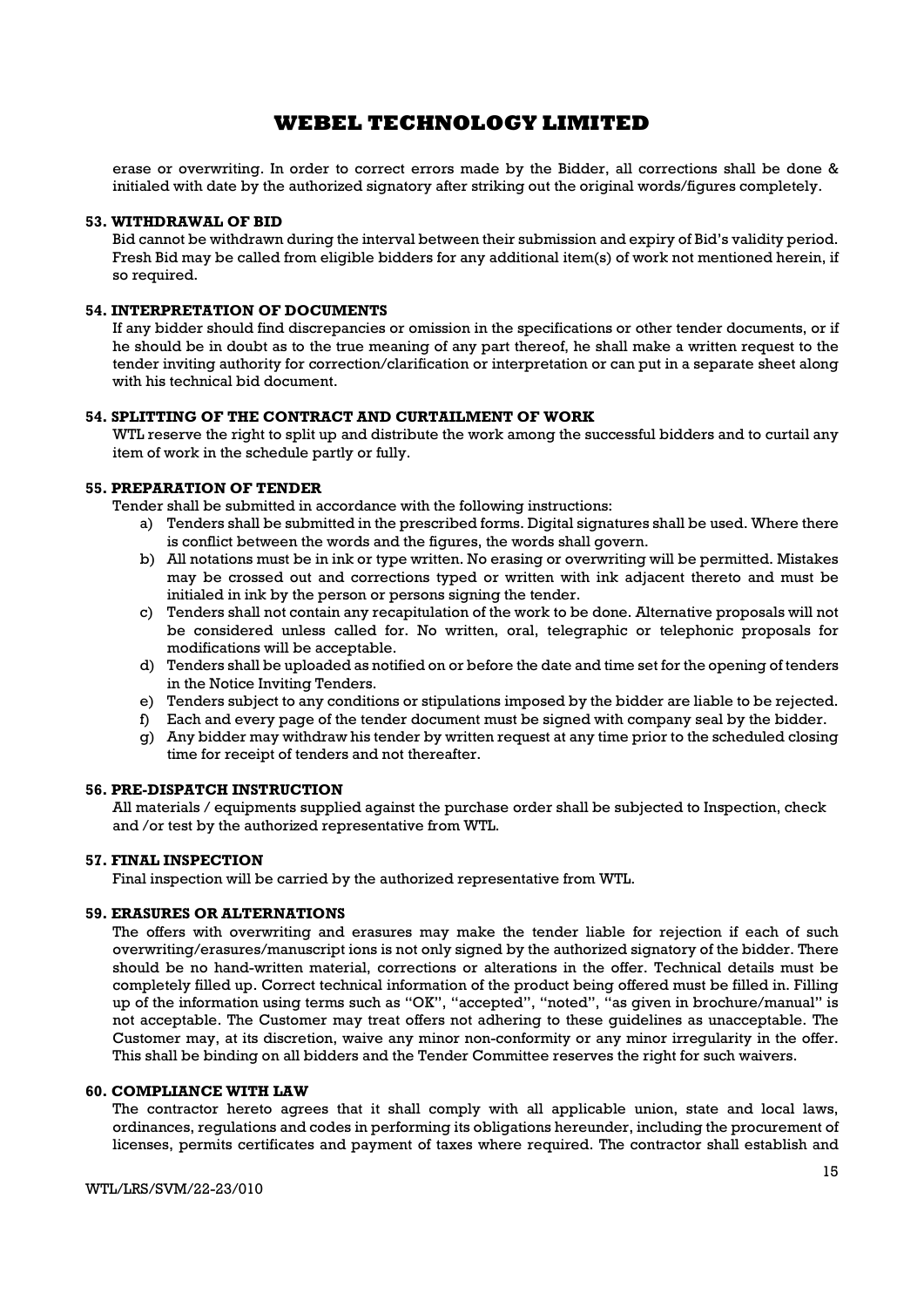erase or overwriting. In order to correct errors made by the Bidder, all corrections shall be done & initialed with date by the authorized signatory after striking out the original words/figures completely.

**53. WITHDRAWAL OF BID**

Bid cannot be withdrawn during the interval between their submission and expiry of Bid's validity period. Fresh Bid may be called from eligible bidders for any additional item(s) of work not mentioned herein, if so required.

**54. INTERPRETATION OF DOCUMENTS**

If any bidder should find discrepancies or omission in the specifications or other tender documents, or if he should be in doubt as to the true meaning of any part thereof, he shall make a written request to the tender inviting authority for correction/clarification or interpretation or can put in a separate sheet along with his technical bid document.

**54. SPLITTING OF THE CONTRACT AND CURTAILMENT OF WORK**

WTL reserve the right to split up and distribute the work among the successful bidders and to curtail any item of work in the schedule partly or fully.

**55. PREPARATION OF TENDER**

Tender shall be submitted in accordance with the following instructions:

a) Tenders shall be submitted in the prescribed forms. Digital signatures shall be used. Where there is conflict between the words and the figures, the words shall govern.
b) All notations must be in ink or type written. No erasing or overwriting will be permitted. Mistakes may be crossed out and corrections typed or written with ink adjacent thereto and must be initialed in ink by the person or persons signing the tender.
c) Tenders shall not contain any recapitulation of the work to be done. Alternative proposals will not be considered unless called for. No written, oral, telegraphic or telephonic proposals for modifications will be acceptable.
d) Tenders shall be uploaded as notified on or before the date and time set for the opening of tenders in the Notice Inviting Tenders.
e) Tenders subject to any conditions or stipulations imposed by the bidder are liable to be rejected.
f) Each and every page of the tender document must be signed with company seal by the bidder.
g) Any bidder may withdraw his tender by written request at any time prior to the scheduled closing time for receipt of tenders and not thereafter.

**56. PRE-DISPATCH INSTRUCTION**

All materials / equipments supplied against the purchase order shall be subjected to Inspection, check and /or test by the authorized representative from WTL.

**57. FINAL INSPECTION**

Final inspection will be carried by the authorized representative from WTL.

**59. ERASURES OR ALTERNATIONS**

The offers with overwriting and erasures may make the tender liable for rejection if each of such overwriting/erasures/manuscript ions is not only signed by the authorized signatory of the bidder. There should be no hand-written material, corrections or alterations in the offer. Technical details must be completely filled up. Correct technical information of the product being offered must be filled in. Filling up of the information using terms such as "OK", "accepted", "noted", "as given in brochure/manual" is not acceptable. The Customer may treat offers not adhering to these guidelines as unacceptable. The Customer may, at its discretion, waive any minor non-conformity or any minor irregularity in the offer. This shall be binding on all bidders and the Tender Committee reserves the right for such waivers.

**60. COMPLIANCE WITH LAW**

The contractor hereto agrees that it shall comply with all applicable union, state and local laws, ordinances, regulations and codes in performing its obligations hereunder, including the procurement of licenses, permits certificates and payment of taxes where required. The contractor shall establish and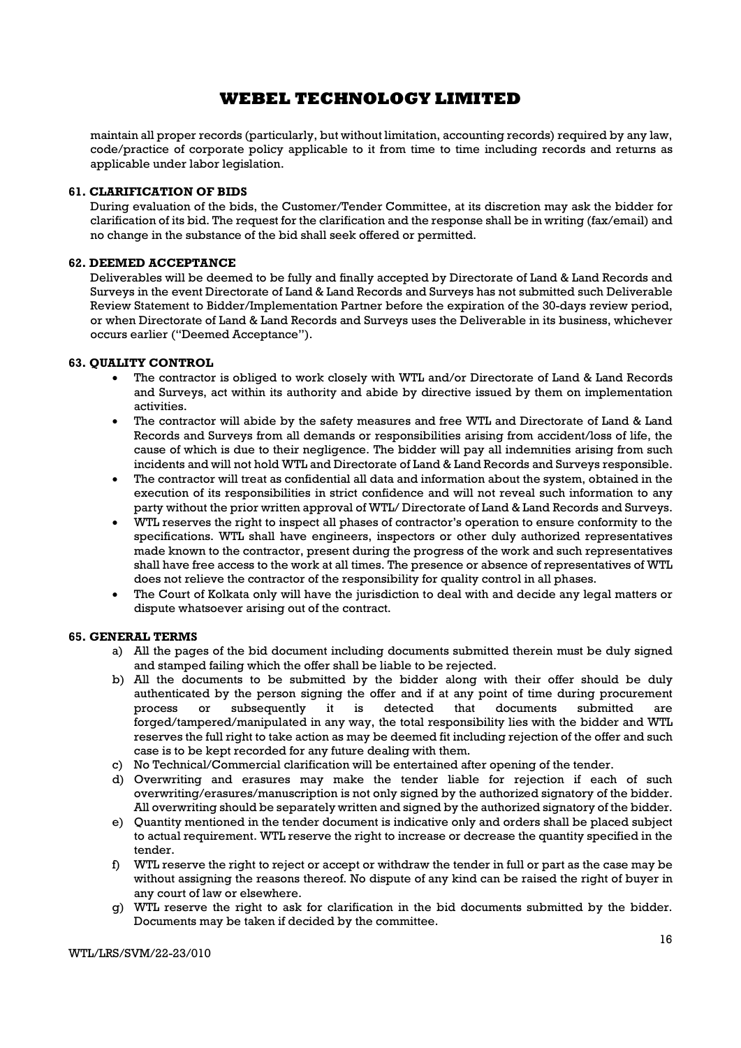maintain all proper records (particularly, but without limitation, accounting records) required by any law, code/practice of corporate policy applicable to it from time to time including records and returns as applicable under labor legislation.

### 61. CLARIFICATION OF BIDS

During evaluation of the bids, the Customer/Tender Committee, at its discretion may ask the bidder for clarification of its bid. The request for the clarification and the response shall be in writing (fax/email) and no change in the substance of the bid shall seek offered or permitted.

### 62. DEEMED ACCEPTANCE

Deliverables will be deemed to be fully and finally accepted by Directorate of Land & Land Records and Surveys in the event Directorate of Land & Land Records and Surveys has not submitted such Deliverable Review Statement to Bidder/Implementation Partner before the expiration of the 30-days review period, or when Directorate of Land & Land Records and Surveys uses the Deliverable in its business, whichever occurs earlier ("Deemed Acceptance").

### 63. QUALITY CONTROL

- The contractor is obliged to work closely with WTL and/or Directorate of Land & Land Records and Surveys, act within its authority and abide by directive issued by them on implementation activities.
- The contractor will abide by the safety measures and free WTL and Directorate of Land & Land Records and Surveys from all demands or responsibilities arising from accident/loss of life, the cause of which is due to their negligence. The bidder will pay all indemnities arising from such incidents and will not hold WTL and Directorate of Land & Land Records and Surveys responsible.
- The contractor will treat as confidential all data and information about the system, obtained in the execution of its responsibilities in strict confidence and will not reveal such information to any party without the prior written approval of WTL/ Directorate of Land & Land Records and Surveys.
- WTL reserves the right to inspect all phases of contractor's operation to ensure conformity to the specifications. WTL shall have engineers, inspectors or other duly authorized representatives made known to the contractor, present during the progress of the work and such representatives shall have free access to the work at all times. The presence or absence of representatives of WTL does not relieve the contractor of the responsibility for quality control in all phases.
- The Court of Kolkata only will have the jurisdiction to deal with and decide any legal matters or dispute whatsoever arising out of the contract.

### 65. GENERAL TERMS

a) All the pages of the bid document including documents submitted therein must be duly signed and stamped failing which the offer shall be liable to be rejected.

b) All the documents to be submitted by the bidder along with their offer should be duly authenticated by the person signing the offer and if at any point of time during procurement process or subsequently it is detected that documents submitted are forged/tampered/manipulated in any way, the total responsibility lies with the bidder and WTL reserves the full right to take action as may be deemed fit including rejection of the offer and such case is to be kept recorded for any future dealing with them.

c) No Technical/Commercial clarification will be entertained after opening of the tender.

d) Overwriting and erasures may make the tender liable for rejection if each of such overwriting/erasures/manuscription is not only signed by the authorized signatory of the bidder. All overwriting should be separately written and signed by the authorized signatory of the bidder.

e) Quantity mentioned in the tender document is indicative only and orders shall be placed subject to actual requirement. WTL reserve the right to increase or decrease the quantity specified in the tender.

f) WTL reserve the right to reject or accept or withdraw the tender in full or part as the case may be without assigning the reasons thereof. No dispute of any kind can be raised the right of buyer in any court of law or elsewhere.

g) WTL reserve the right to ask for clarification in the bid documents submitted by the bidder. Documents may be taken if decided by the committee.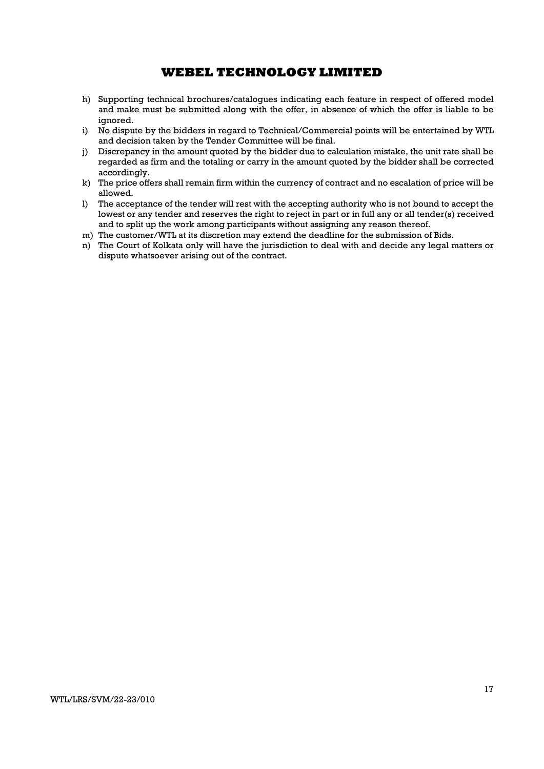h) Supporting technical brochures/catalogues indicating each feature in respect of offered model and make must be submitted along with the offer, in absence of which the offer is liable to be ignored.
i) No dispute by the bidders in regard to Technical/Commercial points will be entertained by WTL and decision taken by the Tender Committee will be final.
j) Discrepancy in the amount quoted by the bidder due to calculation mistake, the unit rate shall be regarded as firm and the totaling or carry in the amount quoted by the bidder shall be corrected accordingly.
k) The price offers shall remain firm within the currency of contract and no escalation of price will be allowed.
l) The acceptance of the tender will rest with the accepting authority who is not bound to accept the lowest or any tender and reserves the right to reject in part or in full any or all tender(s) received and to split up the work among participants without assigning any reason thereof.
m) The customer/WTL at its discretion may extend the deadline for the submission of Bids.
n) The Court of Kolkata only will have the jurisdiction to deal with and decide any legal matters or dispute whatsoever arising out of the contract.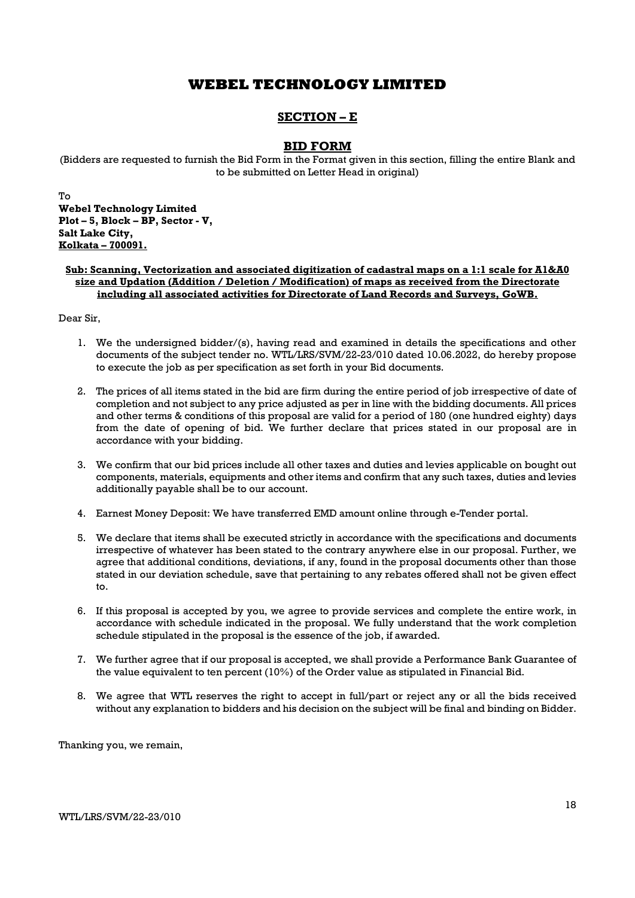# WEBEL TECHNOLOGY LIMITED

## SECTION – E

## BID FORM

(Bidders are requested to furnish the Bid Form in the Format given in this section, filling the entire Blank and to be submitted on Letter Head in original)

To
**Webel Technology Limited**
**Plot – 5, Block – BP, Sector - V,**
**Salt Lake City,**
**Kolkata – 700091.**

**Sub: Scanning, Vectorization and associated digitization of cadastral maps on a 1:1 scale for A1&A0 size and Updation (Addition / Deletion / Modification) of maps as received from the Directorate including all associated activities for Directorate of Land Records and Surveys, GoWB.**

Dear Sir,

1. We the undersigned bidder/(s), having read and examined in details the specifications and other documents of the subject tender no. WTL/LRS/SVM/22-23/010 dated 10.06.2022, do hereby propose to execute the job as per specification as set forth in your Bid documents.

2. The prices of all items stated in the bid are firm during the entire period of job irrespective of date of completion and not subject to any price adjusted as per in line with the bidding documents. All prices and other terms & conditions of this proposal are valid for a period of 180 (one hundred eighty) days from the date of opening of bid. We further declare that prices stated in our proposal are in accordance with your bidding.

3. We confirm that our bid prices include all other taxes and duties and levies applicable on bought out components, materials, equipments and other items and confirm that any such taxes, duties and levies additionally payable shall be to our account.

4. Earnest Money Deposit: We have transferred EMD amount online through e-Tender portal.

5. We declare that items shall be executed strictly in accordance with the specifications and documents irrespective of whatever has been stated to the contrary anywhere else in our proposal. Further, we agree that additional conditions, deviations, if any, found in the proposal documents other than those stated in our deviation schedule, save that pertaining to any rebates offered shall not be given effect to.

6. If this proposal is accepted by you, we agree to provide services and complete the entire work, in accordance with schedule indicated in the proposal. We fully understand that the work completion schedule stipulated in the proposal is the essence of the job, if awarded.

7. We further agree that if our proposal is accepted, we shall provide a Performance Bank Guarantee of the value equivalent to ten percent (10%) of the Order value as stipulated in Financial Bid.

8. We agree that WTL reserves the right to accept in full/part or reject any or all the bids received without any explanation to bidders and his decision on the subject will be final and binding on Bidder.

Thanking you, we remain,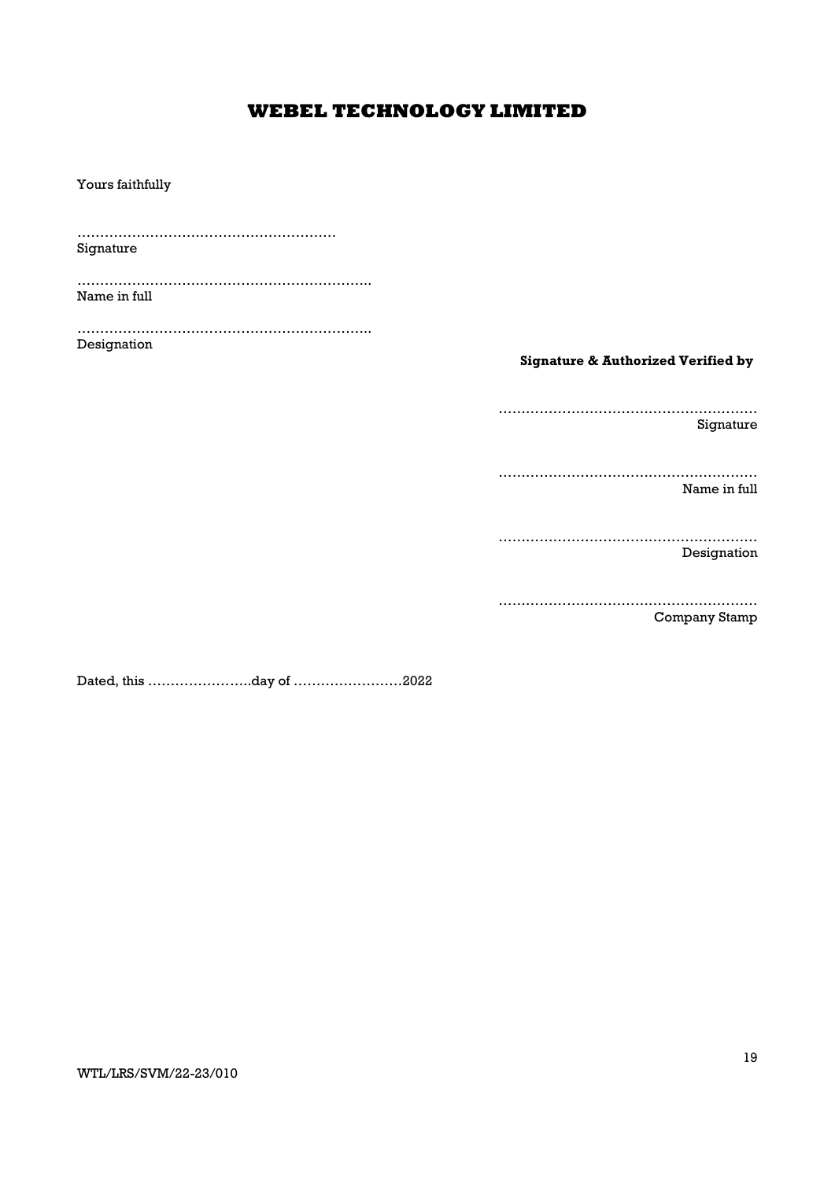# WEBEL TECHNOLOGY LIMITED

Yours faithfully

…………………………………………………
Signature

………………………………………………………..
Name in full

………………………………………………………..
Designation

**Signature & Authorized Verified by**

…………………………………………………
Signature

…………………………………………………
Name in full

…………………………………………………
Designation

…………………………………………………
Company Stamp

Dated, this …………………..day of ……………………2022

WTL/LRS/SVM/22-23/010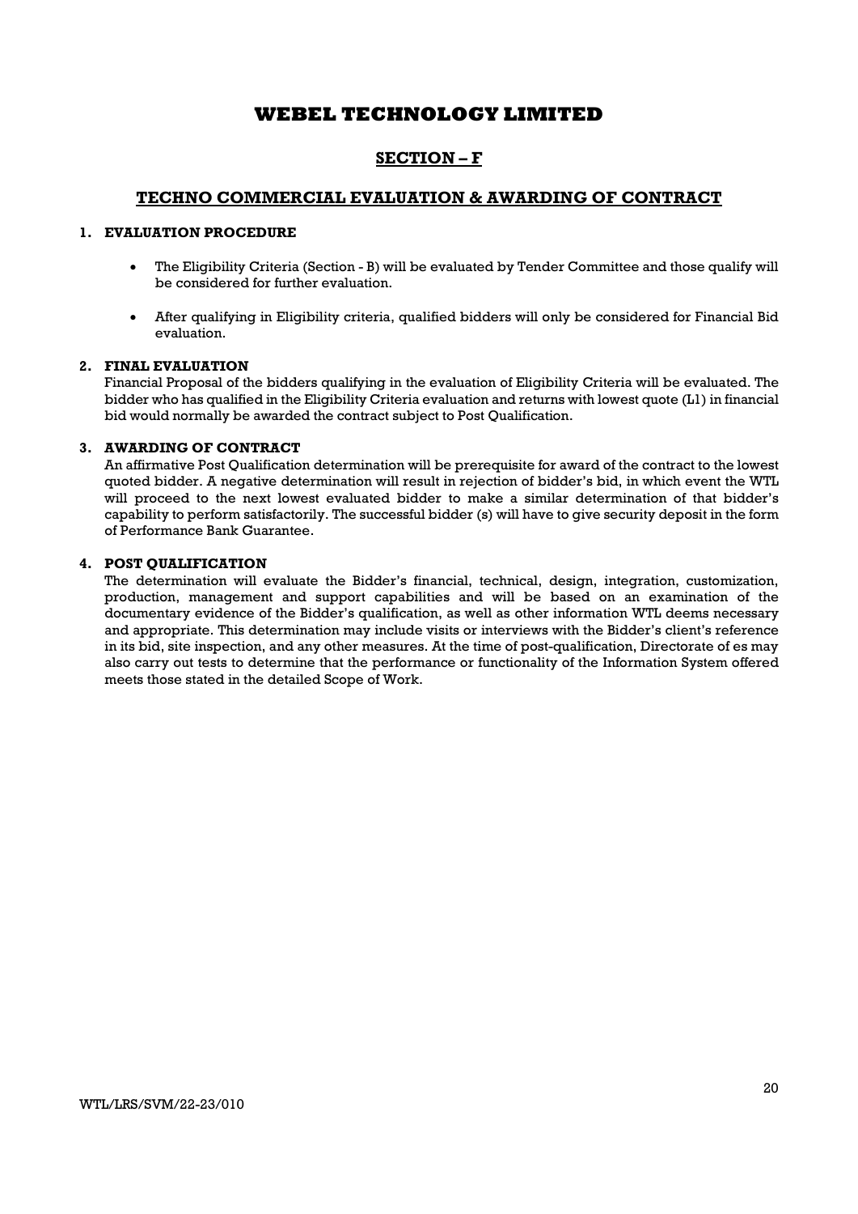# WEBEL TECHNOLOGY LIMITED

## SECTION – F

## TECHNO COMMERCIAL EVALUATION & AWARDING OF CONTRACT

### 1. EVALUATION PROCEDURE

- The Eligibility Criteria (Section - B) will be evaluated by Tender Committee and those qualify will be considered for further evaluation.
- After qualifying in Eligibility criteria, qualified bidders will only be considered for Financial Bid evaluation.

### 2. FINAL EVALUATION

Financial Proposal of the bidders qualifying in the evaluation of Eligibility Criteria will be evaluated. The bidder who has qualified in the Eligibility Criteria evaluation and returns with lowest quote (L1) in financial bid would normally be awarded the contract subject to Post Qualification.

### 3. AWARDING OF CONTRACT

An affirmative Post Qualification determination will be prerequisite for award of the contract to the lowest quoted bidder. A negative determination will result in rejection of bidder's bid, in which event the WTL will proceed to the next lowest evaluated bidder to make a similar determination of that bidder's capability to perform satisfactorily. The successful bidder (s) will have to give security deposit in the form of Performance Bank Guarantee.

### 4. POST QUALIFICATION

The determination will evaluate the Bidder's financial, technical, design, integration, customization, production, management and support capabilities and will be based on an examination of the documentary evidence of the Bidder's qualification, as well as other information WTL deems necessary and appropriate. This determination may include visits or interviews with the Bidder's client's reference in its bid, site inspection, and any other measures. At the time of post-qualification, Directorate of es may also carry out tests to determine that the performance or functionality of the Information System offered meets those stated in the detailed Scope of Work.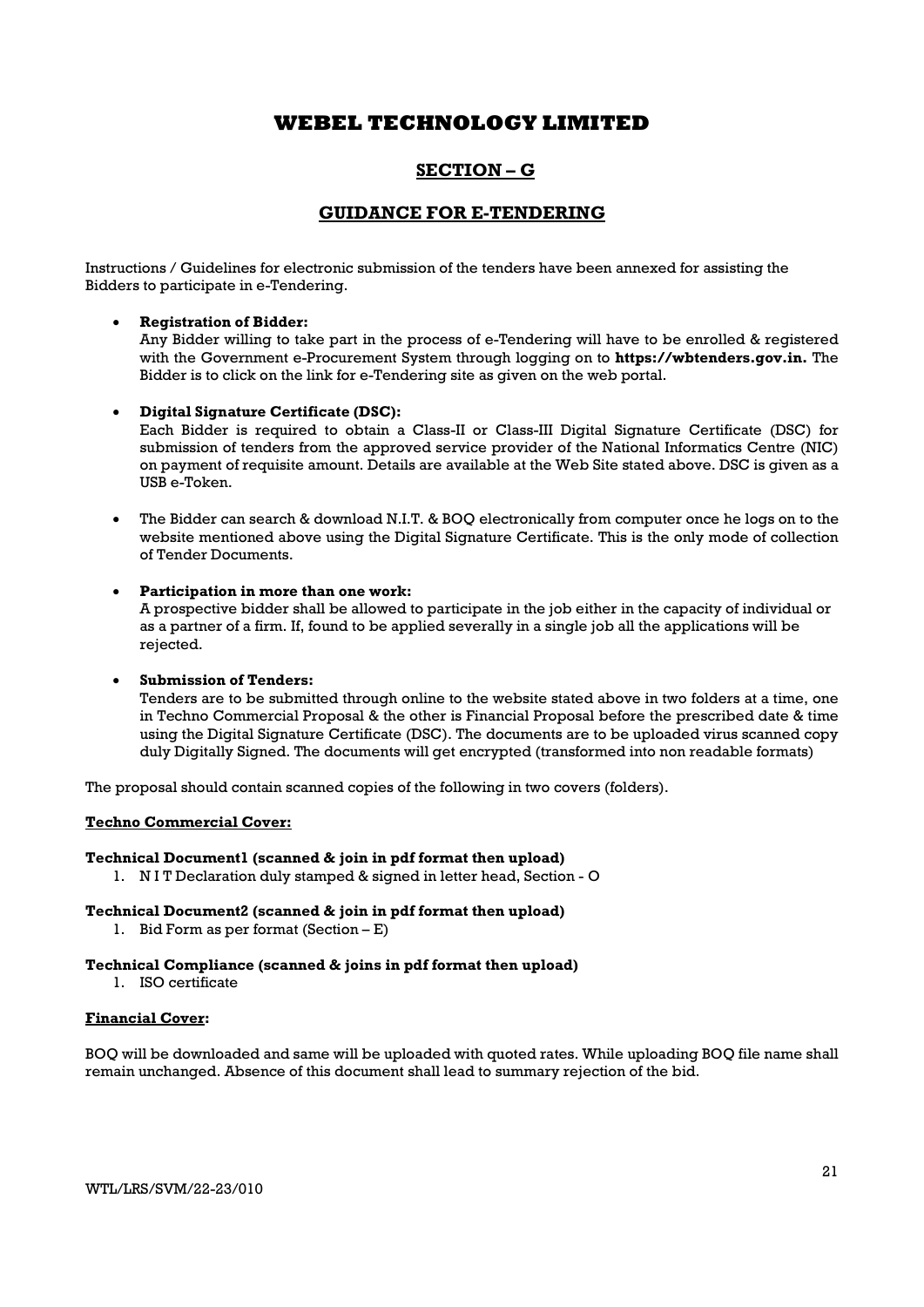# WEBEL TECHNOLOGY LIMITED

## SECTION – G

## GUIDANCE FOR E-TENDERING

Instructions / Guidelines for electronic submission of the tenders have been annexed for assisting the Bidders to participate in e-Tendering.

- **Registration of Bidder:**
  Any Bidder willing to take part in the process of e-Tendering will have to be enrolled & registered with the Government e-Procurement System through logging on to **https://wbtenders.gov.in.** The Bidder is to click on the link for e-Tendering site as given on the web portal.

- **Digital Signature Certificate (DSC):**
  Each Bidder is required to obtain a Class-II or Class-III Digital Signature Certificate (DSC) for submission of tenders from the approved service provider of the National Informatics Centre (NIC) on payment of requisite amount. Details are available at the Web Site stated above. DSC is given as a USB e-Token.

- The Bidder can search & download N.I.T. & BOQ electronically from computer once he logs on to the website mentioned above using the Digital Signature Certificate. This is the only mode of collection of Tender Documents.

- **Participation in more than one work:**
  A prospective bidder shall be allowed to participate in the job either in the capacity of individual or as a partner of a firm. If, found to be applied severally in a single job all the applications will be rejected.

- **Submission of Tenders:**
  Tenders are to be submitted through online to the website stated above in two folders at a time, one in Techno Commercial Proposal & the other is Financial Proposal before the prescribed date & time using the Digital Signature Certificate (DSC). The documents are to be uploaded virus scanned copy duly Digitally Signed. The documents will get encrypted (transformed into non readable formats)

The proposal should contain scanned copies of the following in two covers (folders).

**Techno Commercial Cover:**

**Technical Document1 (scanned & join in pdf format then upload)**

1. N I T Declaration duly stamped & signed in letter head, Section - O

**Technical Document2 (scanned & join in pdf format then upload)**

1. Bid Form as per format (Section – E)

**Technical Compliance (scanned & joins in pdf format then upload)**

1. ISO certificate

**Financial Cover:**

BOQ will be downloaded and same will be uploaded with quoted rates. While uploading BOQ file name shall remain unchanged. Absence of this document shall lead to summary rejection of the bid.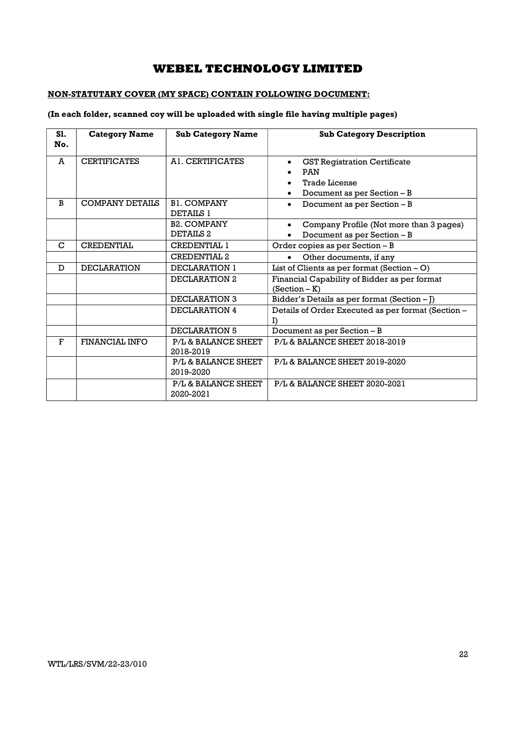# WEBEL TECHNOLOGY LIMITED

**NON-STATUTARY COVER (MY SPACE) CONTAIN FOLLOWING DOCUMENT:**

**(In each folder, scanned coy will be uploaded with single file having multiple pages)**

| Sl. No. | Category Name | Sub Category Name | Sub Category Description |
|---|---|---|---|
| A | CERTIFICATES | A1. CERTIFICATES | • GST Registration Certificate<br>• PAN<br>• Trade License<br>• Document as per Section – B |
| B | COMPANY DETAILS | B1. COMPANY DETAILS 1 | • Document as per Section – B |
| | | B2. COMPANY DETAILS 2 | • Company Profile (Not more than 3 pages)<br>• Document as per Section – B |
| C | CREDENTIAL | CREDENTIAL 1 | Order copies as per Section – B |
| | | CREDENTIAL 2 | • Other documents, if any |
| D | DECLARATION | DECLARATION 1 | List of Clients as per format (Section – O) |
| | | DECLARATION 2 | Financial Capability of Bidder as per format (Section – K) |
| | | DECLARATION 3 | Bidder's Details as per format (Section – J) |
| | | DECLARATION 4 | Details of Order Executed as per format (Section – I) |
| | | DECLARATION 5 | Document as per Section – B |
| F | FINANCIAL INFO | P/L & BALANCE SHEET 2018-2019 | P/L & BALANCE SHEET 2018-2019 |
| | | P/L & BALANCE SHEET 2019-2020 | P/L & BALANCE SHEET 2019-2020 |
| | | P/L & BALANCE SHEET 2020-2021 | P/L & BALANCE SHEET 2020-2021 |

WTL/LRS/SVM/22-23/010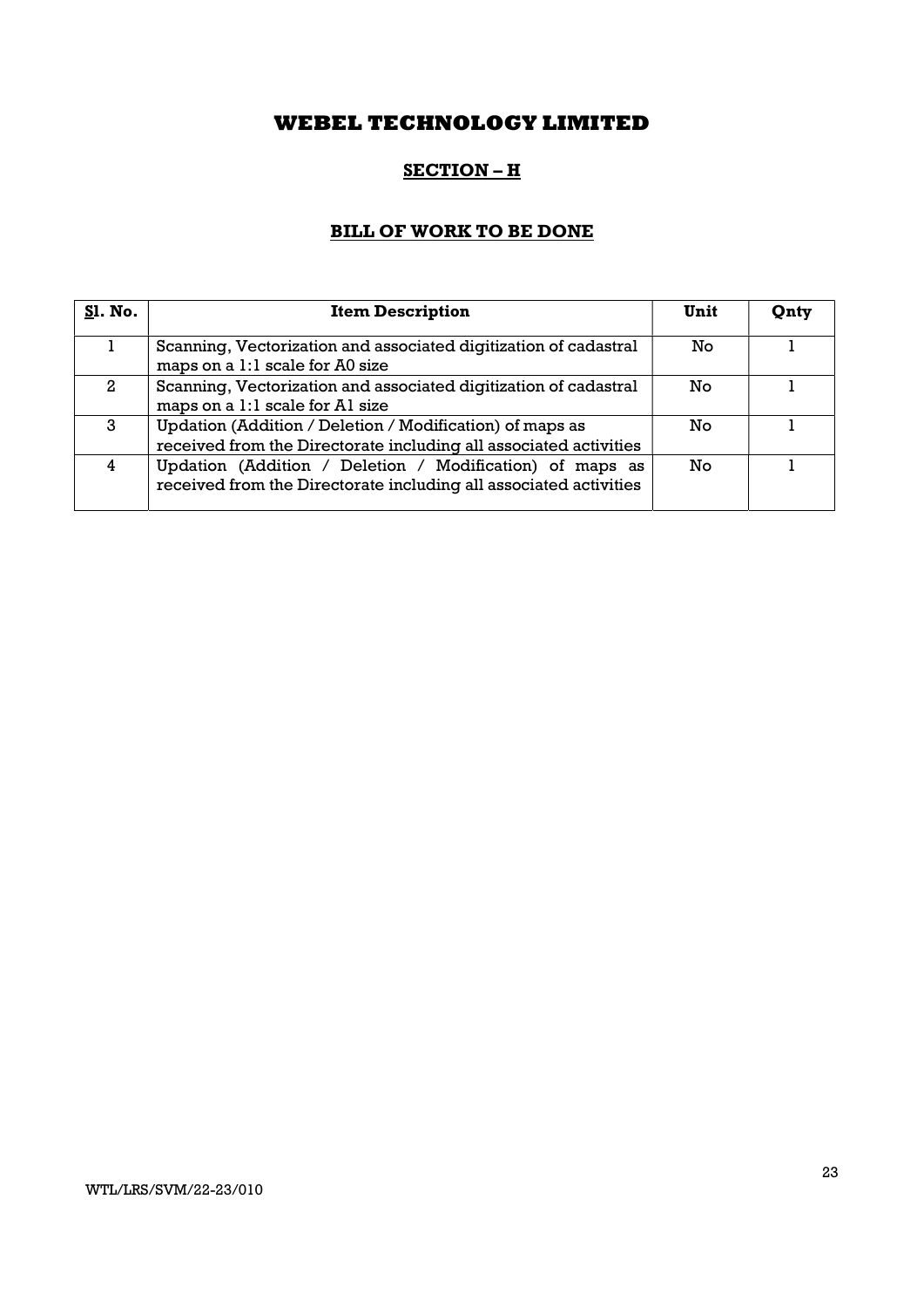# WEBEL TECHNOLOGY LIMITED

## SECTION – H

## BILL OF WORK TO BE DONE

| Sl. No. | Item Description | Unit | Qnty |
|---|---|---|---|
| 1 | Scanning, Vectorization and associated digitization of cadastral maps on a 1:1 scale for A0 size | No | 1 |
| 2 | Scanning, Vectorization and associated digitization of cadastral maps on a 1:1 scale for A1 size | No | 1 |
| 3 | Updation (Addition / Deletion / Modification) of maps as received from the Directorate including all associated activities | No | 1 |
| 4 | Updation (Addition / Deletion / Modification) of maps as received from the Directorate including all associated activities | No | 1 |

WTL/LRS/SVM/22-23/010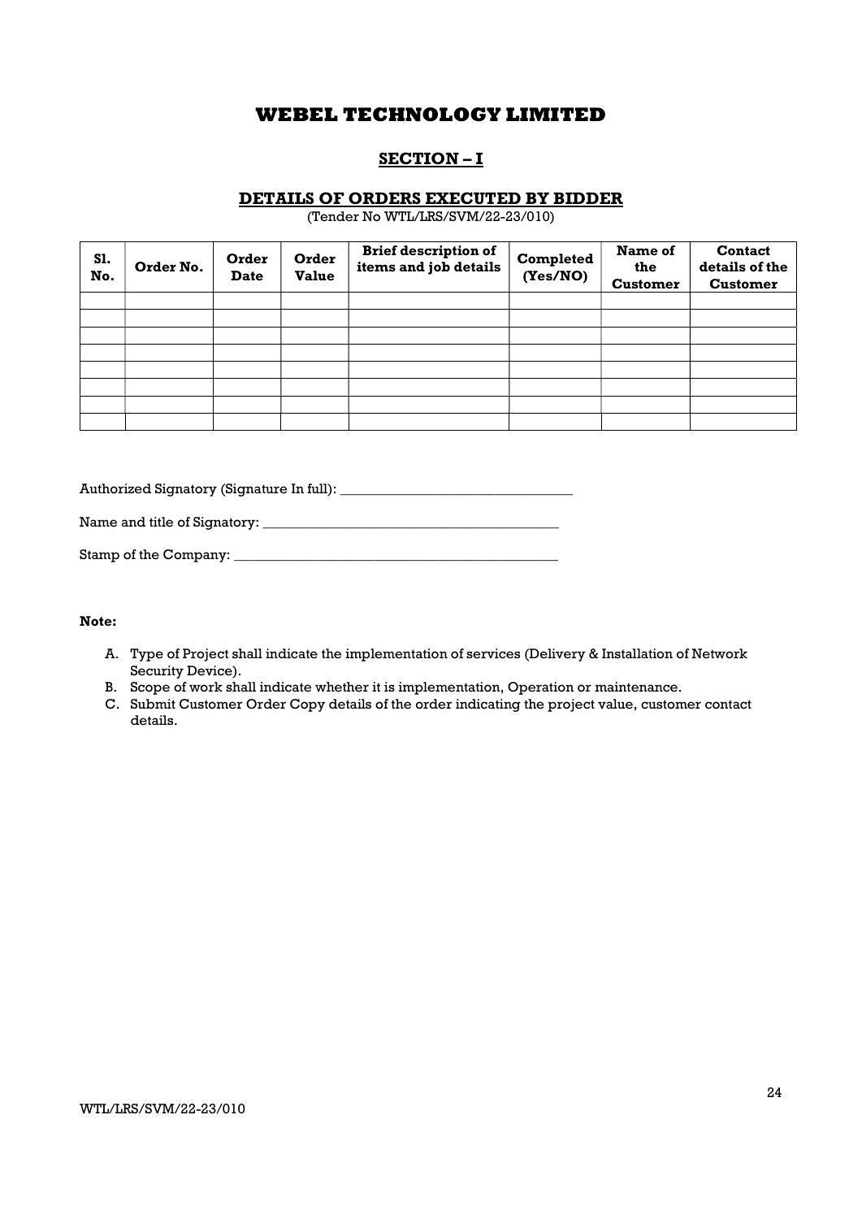# WEBEL TECHNOLOGY LIMITED

## SECTION – I

### DETAILS OF ORDERS EXECUTED BY BIDDER

(Tender No WTL/LRS/SVM/22-23/010)

| Sl. No. | Order No. | Order Date | Order Value | Brief description of items and job details | Completed (Yes/NO) | Name of the Customer | Contact details of the Customer |
|---|---|---|---|---|---|---|---|
| | | | | | | | |
| | | | | | | | |
| | | | | | | | |
| | | | | | | | |
| | | | | | | | |
| | | | | | | | |
| | | | | | | | |
| | | | | | | | |

Authorized Signatory (Signature In full): _________________________________

Name and title of Signatory: __________________________________________

Stamp of the Company: _______________________________________________

**Note:**

A. Type of Project shall indicate the implementation of services (Delivery & Installation of Network Security Device).
B. Scope of work shall indicate whether it is implementation, Operation or maintenance.
C. Submit Customer Order Copy details of the order indicating the project value, customer contact details.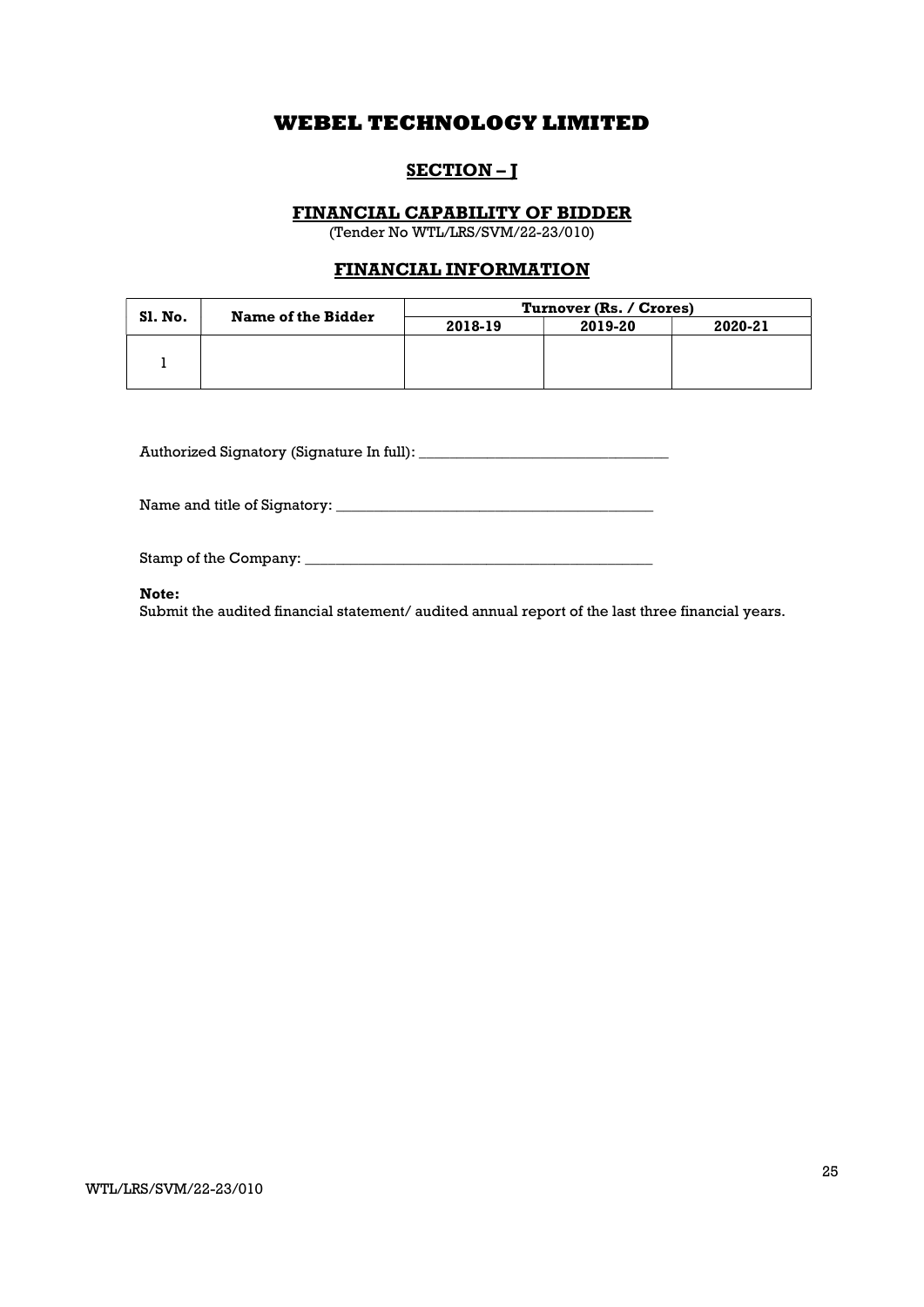# WEBEL TECHNOLOGY LIMITED

## SECTION – I

### FINANCIAL CAPABILITY OF BIDDER

(Tender No WTL/LRS/SVM/22-23/010)

### FINANCIAL INFORMATION

| Sl. No. | Name of the Bidder | Turnover (Rs. / Crores) | | |
|---|---|---|---|---|
| | | 2018-19 | 2019-20 | 2020-21 |
| 1 | | | | |

Authorized Signatory (Signature In full): _________________________________

Name and title of Signatory: ___________________________________________

Stamp of the Company: ________________________________________________

**Note:**

Submit the audited financial statement/ audited annual report of the last three financial years.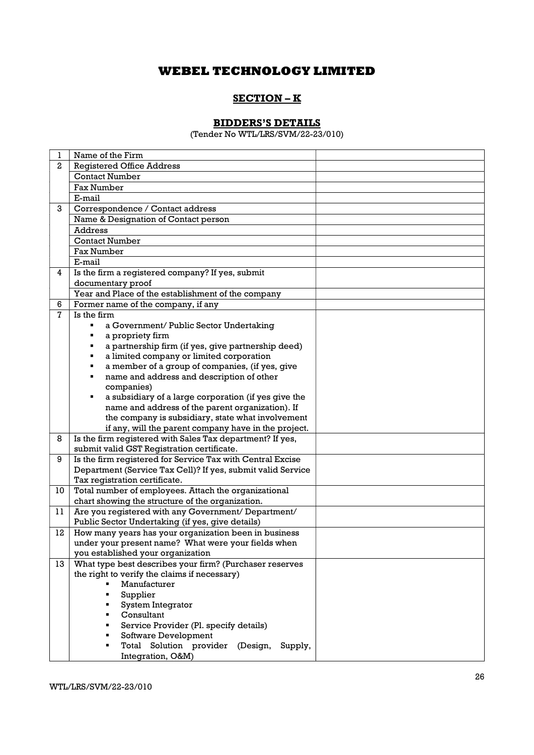# WEBEL TECHNOLOGY LIMITED

## SECTION – K

### BIDDERS'S DETAILS

(Tender No WTL/LRS/SVM/22-23/010)

| | | |
|---|---|---|
| 1 | Name of the Firm | |
| 2 | Registered Office Address | |
| | Contact Number | |
| | Fax Number | |
| | E-mail | |
| 3 | Correspondence / Contact address | |
| | Name & Designation of Contact person | |
| | Address | |
| | Contact Number | |
| | Fax Number | |
| | E-mail | |
| 4 | Is the firm a registered company? If yes, submit documentary proof | |
| | Year and Place of the establishment of the company | |
| 6 | Former name of the company, if any | |
| 7 | Is the firm<br>▪ a Government/ Public Sector Undertaking<br>▪ a propriety firm<br>▪ a partnership firm (if yes, give partnership deed)<br>▪ a limited company or limited corporation<br>▪ a member of a group of companies, (if yes, give<br>▪ name and address and description of other companies)<br>▪ a subsidiary of a large corporation (if yes give the name and address of the parent organization). If the company is subsidiary, state what involvement if any, will the parent company have in the project. | |
| 8 | Is the firm registered with Sales Tax department? If yes, submit valid GST Registration certificate. | |
| 9 | Is the firm registered for Service Tax with Central Excise Department (Service Tax Cell)? If yes, submit valid Service Tax registration certificate. | |
| 10 | Total number of employees. Attach the organizational chart showing the structure of the organization. | |
| 11 | Are you registered with any Government/ Department/ Public Sector Undertaking (if yes, give details) | |
| 12 | How many years has your organization been in business under your present name? What were your fields when you established your organization | |
| 13 | What type best describes your firm? (Purchaser reserves the right to verify the claims if necessary)<br>▪ Manufacturer<br>▪ Supplier<br>▪ System Integrator<br>▪ Consultant<br>▪ Service Provider (Pl. specify details)<br>▪ Software Development<br>▪ Total Solution provider (Design, Supply, Integration, O&M) | |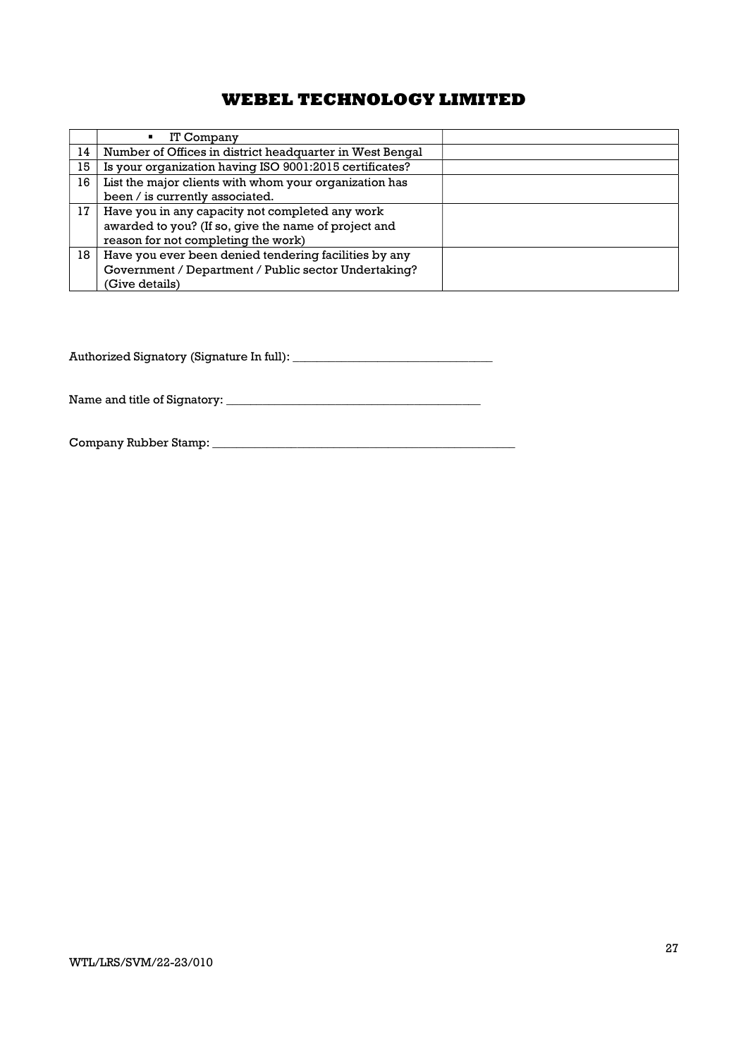| | | |
|---|---|---|
| | ▪ IT Company | |
| 14 | Number of Offices in district headquarter in West Bengal | |
| 15 | Is your organization having ISO 9001:2015 certificates? | |
| 16 | List the major clients with whom your organization has been / is currently associated. | |
| 17 | Have you in any capacity not completed any work awarded to you? (If so, give the name of project and reason for not completing the work) | |
| 18 | Have you ever been denied tendering facilities by any Government / Department / Public sector Undertaking? (Give details) | |

Authorized Signatory (Signature In full): _________________________________

Name and title of Signatory: __________________________________________

Company Rubber Stamp: ____________________________________________________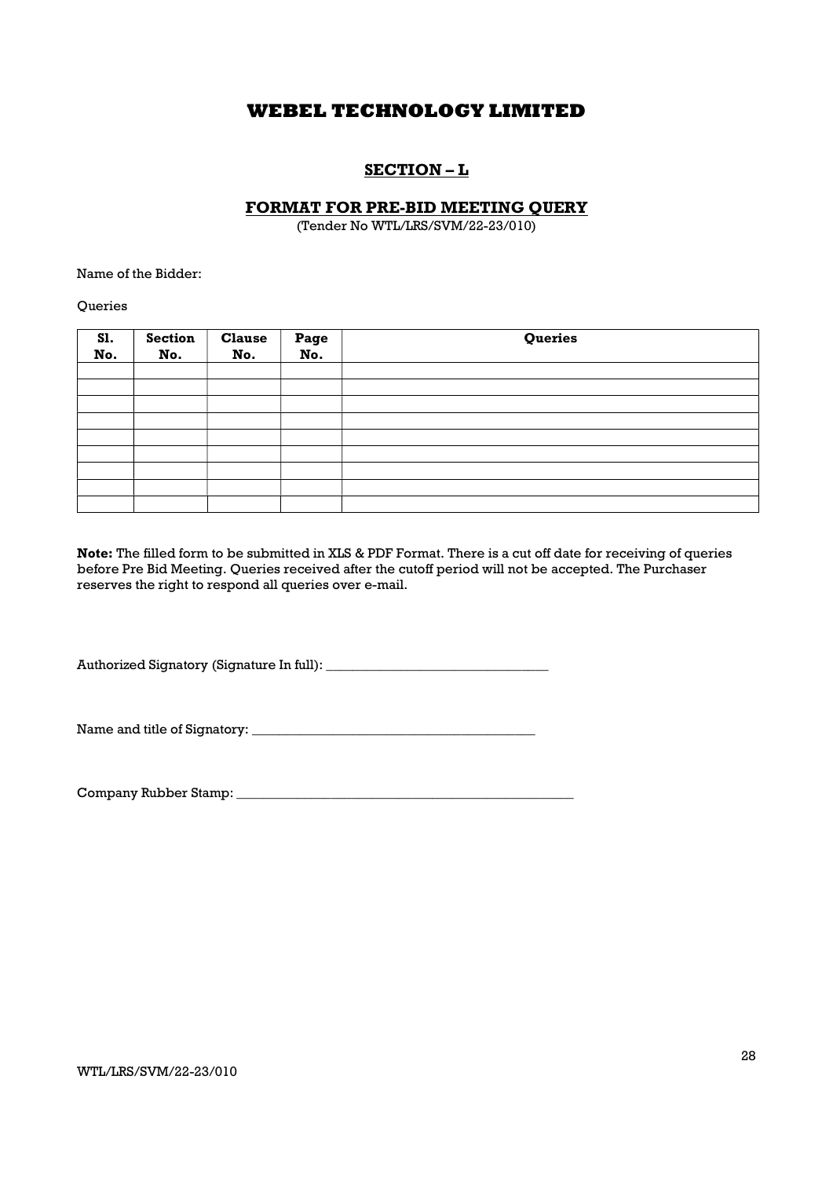# WEBEL TECHNOLOGY LIMITED

## SECTION – L

### FORMAT FOR PRE-BID MEETING QUERY

(Tender No WTL/LRS/SVM/22-23/010)

Name of the Bidder:

Queries

| Sl. No. | Section No. | Clause No. | Page No. | Queries |
|---|---|---|---|---|
| | | | | |
| | | | | |
| | | | | |
| | | | | |
| | | | | |
| | | | | |
| | | | | |
| | | | | |
| | | | | |

**Note:** The filled form to be submitted in XLS & PDF Format. There is a cut off date for receiving of queries before Pre Bid Meeting. Queries received after the cutoff period will not be accepted. The Purchaser reserves the right to respond all queries over e-mail.

Authorized Signatory (Signature In full): _________________________________

Name and title of Signatory: __________________________________________

Company Rubber Stamp: __________________________________________________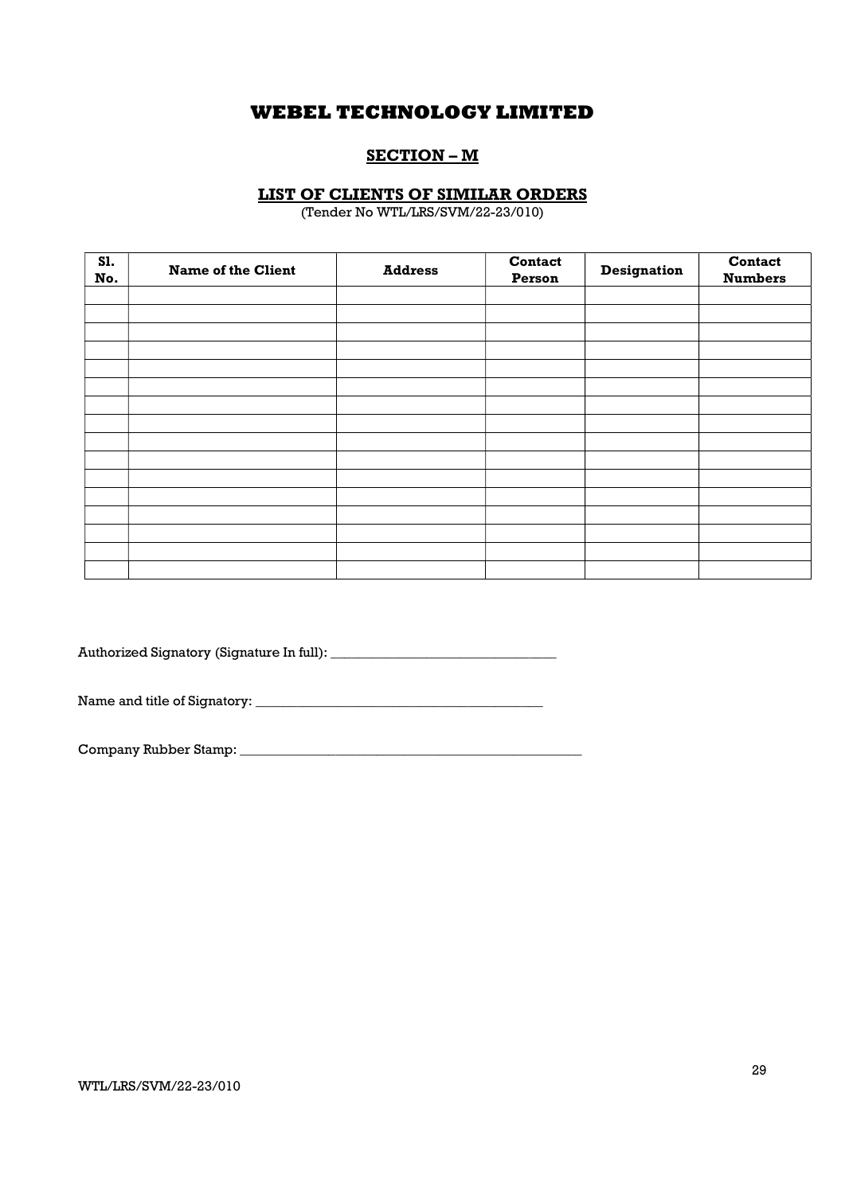# WEBEL TECHNOLOGY LIMITED

## SECTION – M

### LIST OF CLIENTS OF SIMILAR ORDERS

(Tender No WTL/LRS/SVM/22-23/010)

| Sl. No. | Name of the Client | Address | Contact Person | Designation | Contact Numbers |
|---|---|---|---|---|---|
| | | | | | |
| | | | | | |
| | | | | | |
| | | | | | |
| | | | | | |
| | | | | | |
| | | | | | |
| | | | | | |
| | | | | | |
| | | | | | |
| | | | | | |
| | | | | | |
| | | | | | |
| | | | | | |
| | | | | | |
| | | | | | |

Authorized Signatory (Signature In full): _________________________________

Name and title of Signatory: ________________________________________

Company Rubber Stamp: __________________________________________________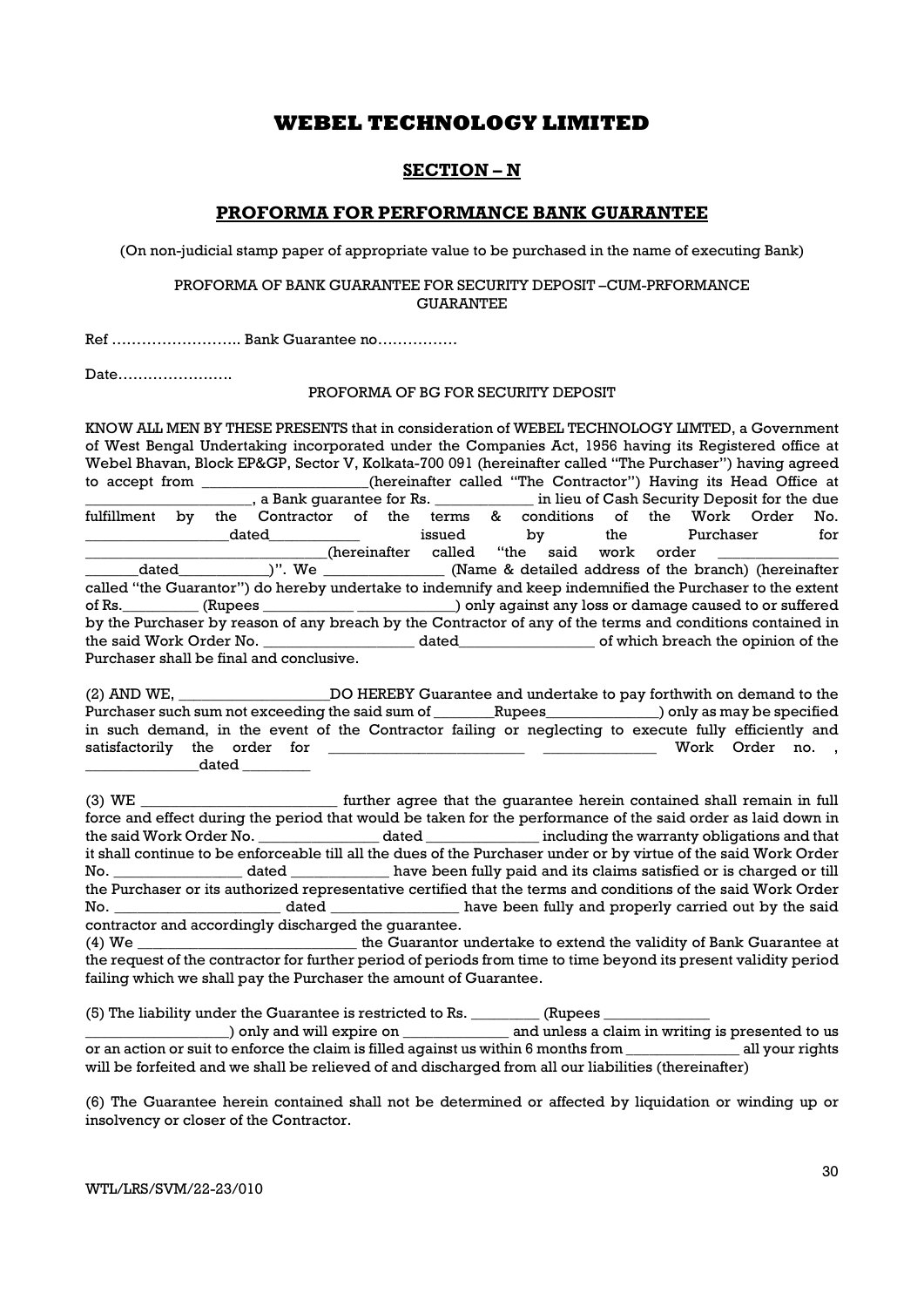# WEBEL TECHNOLOGY LIMITED

## SECTION – N

## PROFORMA FOR PERFORMANCE BANK GUARANTEE

(On non-judicial stamp paper of appropriate value to be purchased in the name of executing Bank)

PROFORMA OF BANK GUARANTEE FOR SECURITY DEPOSIT –CUM-PRFORMANCE GUARANTEE

Ref …………………….. Bank Guarantee no…………….

Date…………………..

PROFORMA OF BG FOR SECURITY DEPOSIT

KNOW ALL MEN BY THESE PRESENTS that in consideration of WEBEL TECHNOLOGY LIMTED, a Government of West Bengal Undertaking incorporated under the Companies Act, 1956 having its Registered office at Webel Bhavan, Block EP&GP, Sector V, Kolkata-700 091 (hereinafter called "The Purchaser") having agreed to accept from _____________________(hereinafter called "The Contractor") Having its Head Office at _____________________, a Bank guarantee for Rs. ____________ in lieu of Cash Security Deposit for the due fulfillment by the Contractor of the terms & conditions of the Work Order No. __________________dated___________ issued by the Purchaser for _______________________________(hereinafter called "the said work order _______________ _______dated___________)". We _______________ (Name & detailed address of the branch) (hereinafter called "the Guarantor") do hereby undertake to indemnify and keep indemnified the Purchaser to the extent of Rs._________ (Rupees ____________ ____________) only against any loss or damage caused to or suffered by the Purchaser by reason of any breach by the Contractor of any of the terms and conditions contained in the said Work Order No. ___________________ dated_________________ of which breach the opinion of the Purchaser shall be final and conclusive.

(2) AND WE, ___________________DO HEREBY Guarantee and undertake to pay forthwith on demand to the Purchaser such sum not exceeding the said sum of ________Rupees______________) only as may be specified in such demand, in the event of the Contractor failing or neglecting to execute fully efficiently and satisfactorily the order for _________________________ ______________ Work Order no. , ______________dated ________

(3) WE _________________________ further agree that the guarantee herein contained shall remain in full force and effect during the period that would be taken for the performance of the said order as laid down in the said Work Order No. _______________ dated ______________ including the warranty obligations and that it shall continue to be enforceable till all the dues of the Purchaser under or by virtue of the said Work Order No. ________________ dated ____________ have been fully paid and its claims satisfied or is charged or till the Purchaser or its authorized representative certified that the terms and conditions of the said Work Order No. _____________________ dated ________________ have been fully and properly carried out by the said contractor and accordingly discharged the guarantee.

(4) We ____________________________ the Guarantor undertake to extend the validity of Bank Guarantee at the request of the contractor for further period of periods from time to time beyond its present validity period failing which we shall pay the Purchaser the amount of Guarantee.

(5) The liability under the Guarantee is restricted to Rs. _________ (Rupees _____________ __________________) only and will expire on _____________ and unless a claim in writing is presented to us or an action or suit to enforce the claim is filled against us within 6 months from ______________ all your rights will be forfeited and we shall be relieved of and discharged from all our liabilities (thereinafter)

(6) The Guarantee herein contained shall not be determined or affected by liquidation or winding up or insolvency or closer of the Contractor.

WTL/LRS/SVM/22-23/010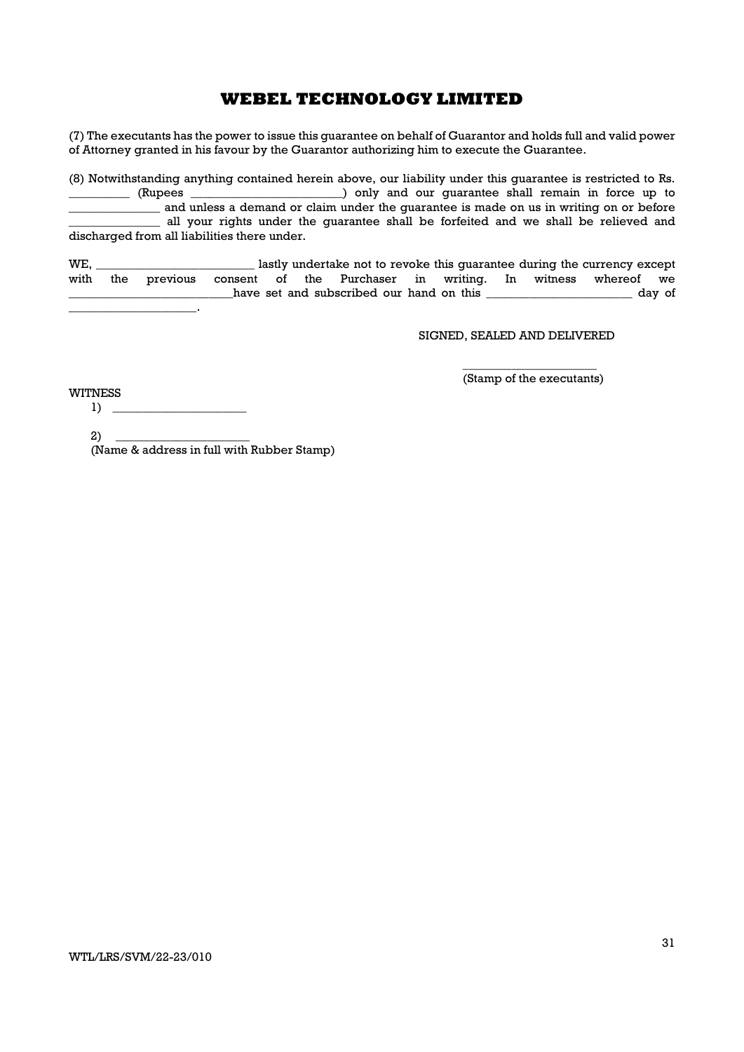(7) The executants has the power to issue this guarantee on behalf of Guarantor and holds full and valid power of Attorney granted in his favour by the Guarantor authorizing him to execute the Guarantee.

(8) Notwithstanding anything contained herein above, our liability under this guarantee is restricted to Rs. __________ (Rupees ________________________) only and our guarantee shall remain in force up to ______________ and unless a demand or claim under the guarantee is made on us in writing on or before ______________ all your rights under the guarantee shall be forfeited and we shall be relieved and discharged from all liabilities there under.

WE, _________________________ lastly undertake not to revoke this guarantee during the currency except with the previous consent of the Purchaser in writing. In witness whereof we __________________________have set and subscribed our hand on this _______________________ day of _____________________.

SIGNED, SEALED AND DELIVERED

_____________________
(Stamp of the executants)

WITNESS

1) _____________________

2) _____________________
(Name & address in full with Rubber Stamp)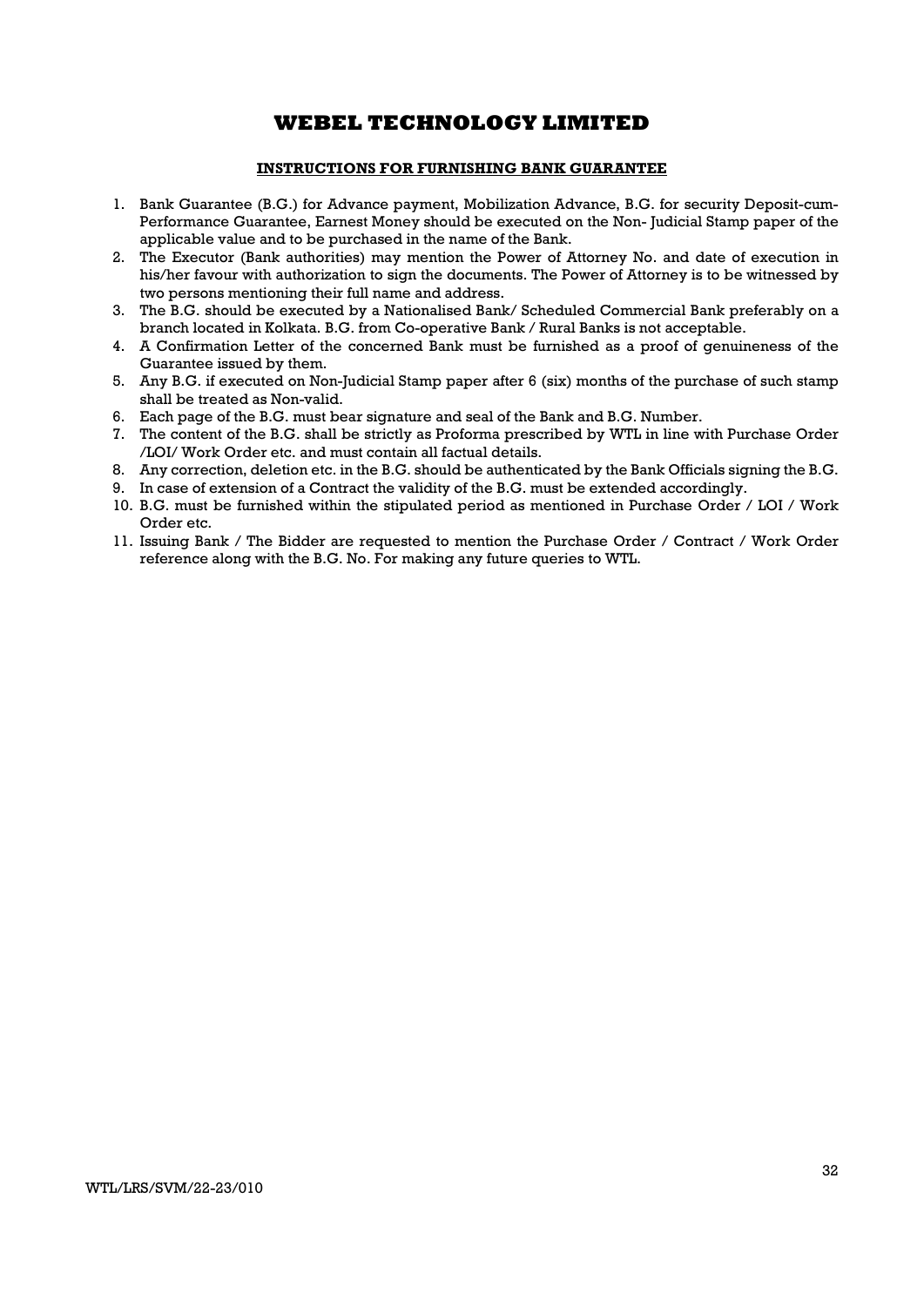# WEBEL TECHNOLOGY LIMITED

**INSTRUCTIONS FOR FURNISHING BANK GUARANTEE**

1. Bank Guarantee (B.G.) for Advance payment, Mobilization Advance, B.G. for security Deposit-cum-Performance Guarantee, Earnest Money should be executed on the Non- Judicial Stamp paper of the applicable value and to be purchased in the name of the Bank.
2. The Executor (Bank authorities) may mention the Power of Attorney No. and date of execution in his/her favour with authorization to sign the documents. The Power of Attorney is to be witnessed by two persons mentioning their full name and address.
3. The B.G. should be executed by a Nationalised Bank/ Scheduled Commercial Bank preferably on a branch located in Kolkata. B.G. from Co-operative Bank / Rural Banks is not acceptable.
4. A Confirmation Letter of the concerned Bank must be furnished as a proof of genuineness of the Guarantee issued by them.
5. Any B.G. if executed on Non-Judicial Stamp paper after 6 (six) months of the purchase of such stamp shall be treated as Non-valid.
6. Each page of the B.G. must bear signature and seal of the Bank and B.G. Number.
7. The content of the B.G. shall be strictly as Proforma prescribed by WTL in line with Purchase Order /LOI/ Work Order etc. and must contain all factual details.
8. Any correction, deletion etc. in the B.G. should be authenticated by the Bank Officials signing the B.G.
9. In case of extension of a Contract the validity of the B.G. must be extended accordingly.
10. B.G. must be furnished within the stipulated period as mentioned in Purchase Order / LOI / Work Order etc.
11. Issuing Bank / The Bidder are requested to mention the Purchase Order / Contract / Work Order reference along with the B.G. No. For making any future queries to WTL.

WTL/LRS/SVM/22-23/010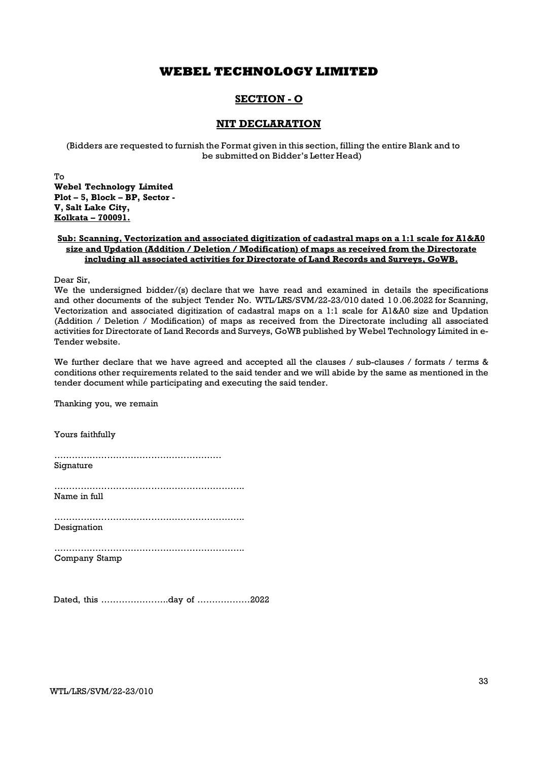# WEBEL TECHNOLOGY LIMITED

## SECTION - O

## NIT DECLARATION

(Bidders are requested to furnish the Format given in this section, filling the entire Blank and to be submitted on Bidder's Letter Head)

To
**Webel Technology Limited**
**Plot – 5, Block – BP, Sector - V, Salt Lake City,**
**Kolkata – 700091.**

**Sub: Scanning, Vectorization and associated digitization of cadastral maps on a 1:1 scale for A1&A0 size and Updation (Addition / Deletion / Modification) of maps as received from the Directorate including all associated activities for Directorate of Land Records and Surveys, GoWB.**

Dear Sir,

We the undersigned bidder/(s) declare that we have read and examined in details the specifications and other documents of the subject Tender No. WTL/LRS/SVM/22-23/010 dated 10.06.2022 for Scanning, Vectorization and associated digitization of cadastral maps on a 1:1 scale for A1&A0 size and Updation (Addition / Deletion / Modification) of maps as received from the Directorate including all associated activities for Directorate of Land Records and Surveys, GoWB published by Webel Technology Limited in e-Tender website.

We further declare that we have agreed and accepted all the clauses / sub-clauses / formats / terms & conditions other requirements related to the said tender and we will abide by the same as mentioned in the tender document while participating and executing the said tender.

Thanking you, we remain

Yours faithfully

…………………………………………………
Signature

………………………………………………………..
Name in full

………………………………………………………..
Designation

………………………………………………………..
Company Stamp

Dated, this …………………..day of ………………2022